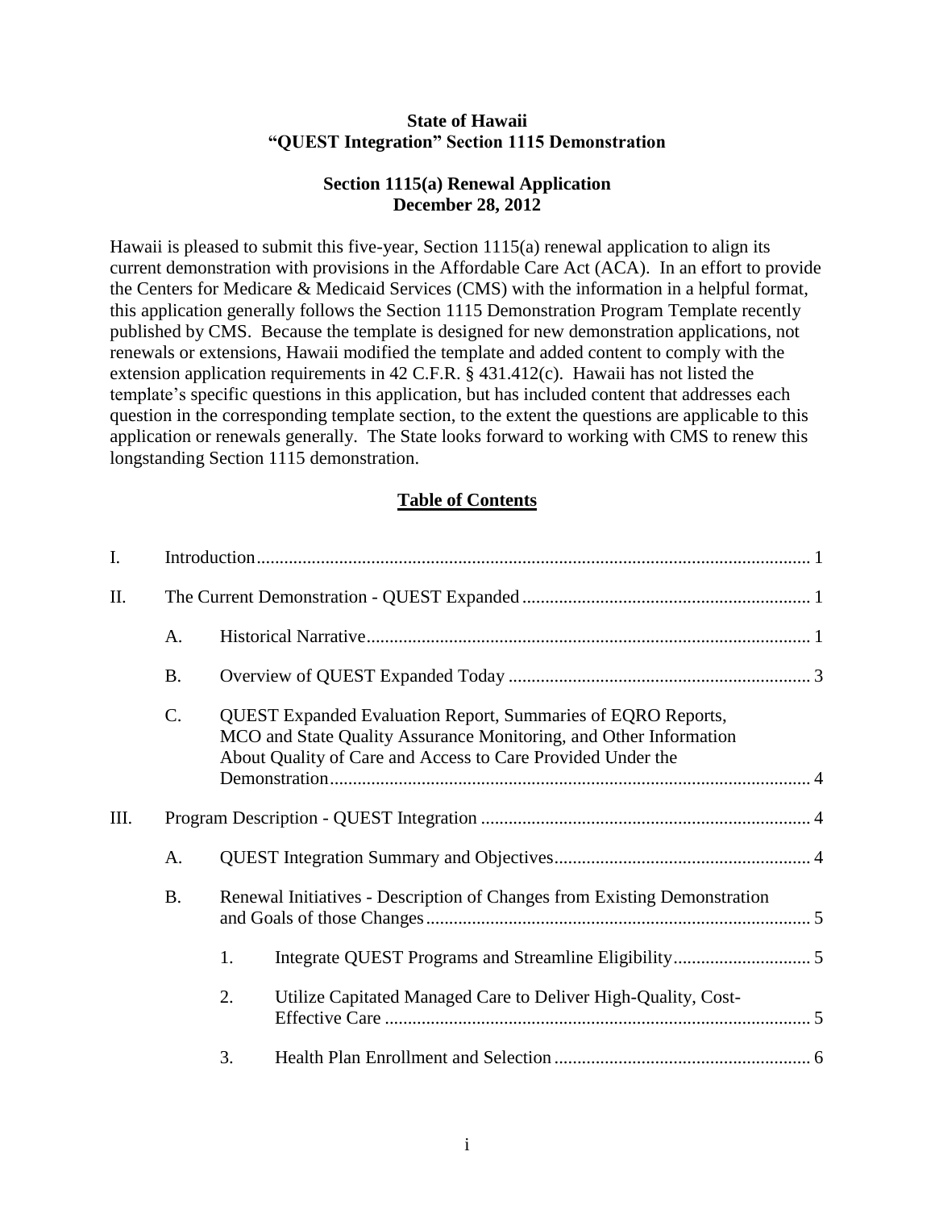**State of Hawaii**
**"QUEST Integration" Section 1115 Demonstration**

**Section 1115(a) Renewal Application**
**December 28, 2012**

Hawaii is pleased to submit this five-year, Section 1115(a) renewal application to align its current demonstration with provisions in the Affordable Care Act (ACA). In an effort to provide the Centers for Medicare & Medicaid Services (CMS) with the information in a helpful format, this application generally follows the Section 1115 Demonstration Program Template recently published by CMS. Because the template is designed for new demonstration applications, not renewals or extensions, Hawaii modified the template and added content to comply with the extension application requirements in 42 C.F.R. § 431.412(c). Hawaii has not listed the template's specific questions in this application, but has included content that addresses each question in the corresponding template section, to the extent the questions are applicable to this application or renewals generally. The State looks forward to working with CMS to renew this longstanding Section 1115 demonstration.

## Table of Contents

- I. Introduction ........ 1
- II. The Current Demonstration - QUEST Expanded ........ 1
  - A. Historical Narrative ........ 1
  - B. Overview of QUEST Expanded Today ........ 3
  - C. QUEST Expanded Evaluation Report, Summaries of EQRO Reports, MCO and State Quality Assurance Monitoring, and Other Information About Quality of Care and Access to Care Provided Under the Demonstration ........ 4
- III. Program Description - QUEST Integration ........ 4
  - A. QUEST Integration Summary and Objectives ........ 4
  - B. Renewal Initiatives - Description of Changes from Existing Demonstration and Goals of those Changes ........ 5
    - 1. Integrate QUEST Programs and Streamline Eligibility ........ 5
    - 2. Utilize Capitated Managed Care to Deliver High-Quality, Cost-Effective Care ........ 5
    - 3. Health Plan Enrollment and Selection ........ 6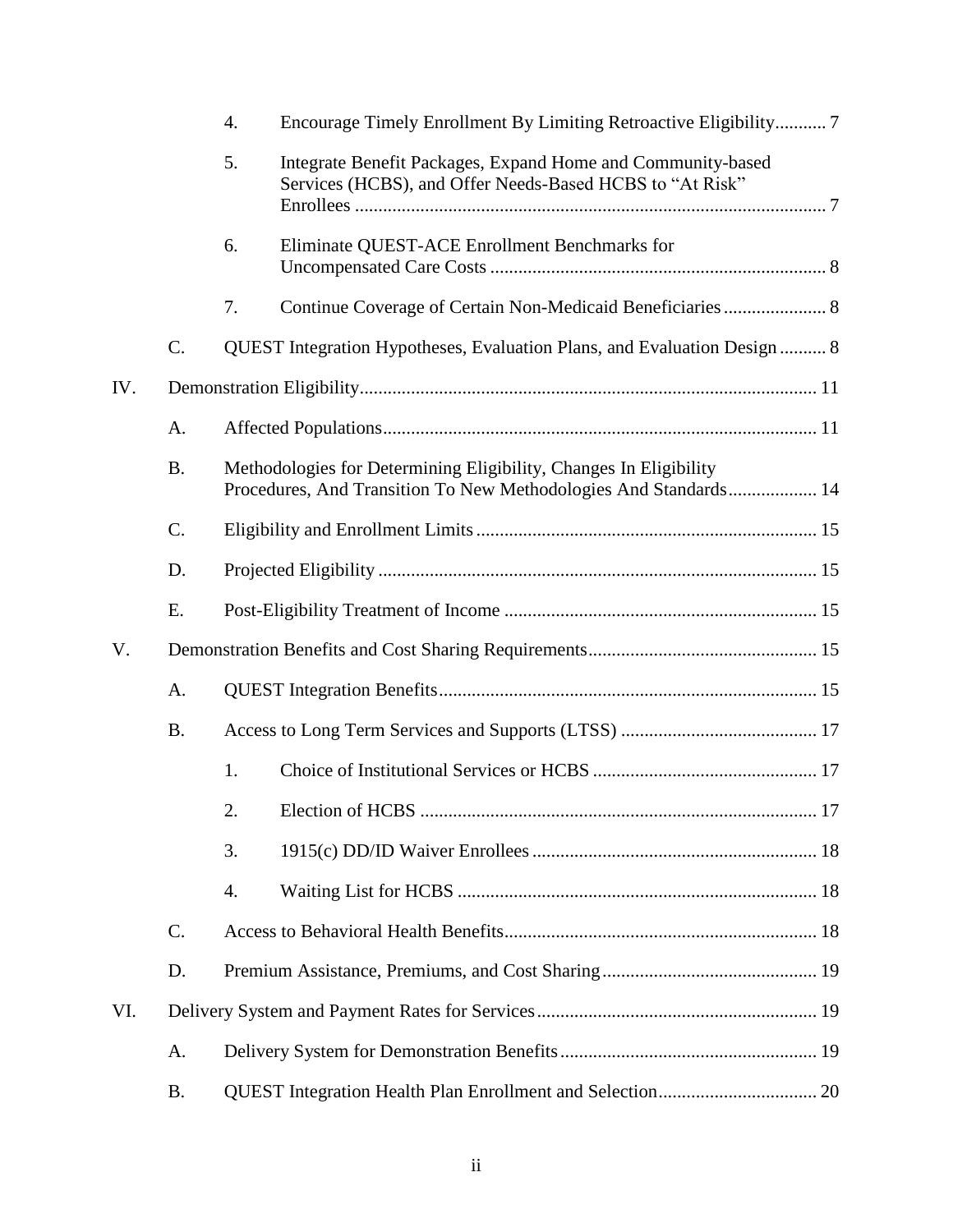4. Encourage Timely Enrollment By Limiting Retroactive Eligibility........... 7
5. Integrate Benefit Packages, Expand Home and Community-based Services (HCBS), and Offer Needs-Based HCBS to "At Risk" Enrollees .................................................................................................... 7
6. Eliminate QUEST-ACE Enrollment Benchmarks for Uncompensated Care Costs ....................................................................... 8
7. Continue Coverage of Certain Non-Medicaid Beneficiaries ...................... 8

C. QUEST Integration Hypotheses, Evaluation Plans, and Evaluation Design .......... 8

IV. Demonstration Eligibility................................................................................................. 11

A. Affected Populations............................................................................................. 11

B. Methodologies for Determining Eligibility, Changes In Eligibility Procedures, And Transition To New Methodologies And Standards................... 14

C. Eligibility and Enrollment Limits ......................................................................... 15

D. Projected Eligibility .............................................................................................. 15

E. Post-Eligibility Treatment of Income ................................................................... 15

V. Demonstration Benefits and Cost Sharing Requirements................................................. 15

A. QUEST Integration Benefits................................................................................. 15

B. Access to Long Term Services and Supports (LTSS) .......................................... 17

1. Choice of Institutional Services or HCBS ................................................ 17
2. Election of HCBS ..................................................................................... 17
3. 1915(c) DD/ID Waiver Enrollees ............................................................. 18
4. Waiting List for HCBS ............................................................................. 18

C. Access to Behavioral Health Benefits................................................................... 18

D. Premium Assistance, Premiums, and Cost Sharing .............................................. 19

VI. Delivery System and Payment Rates for Services............................................................ 19

A. Delivery System for Demonstration Benefits ....................................................... 19

B. QUEST Integration Health Plan Enrollment and Selection.................................. 20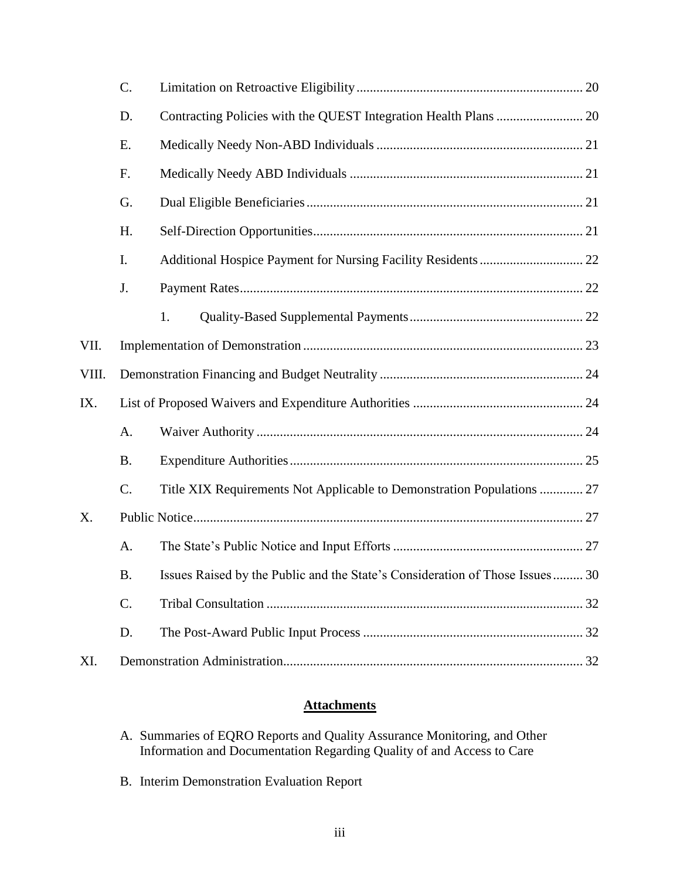C. Limitation on Retroactive Eligibility .......... 20

D. Contracting Policies with the QUEST Integration Health Plans .......... 20

E. Medically Needy Non-ABD Individuals .......... 21

F. Medically Needy ABD Individuals .......... 21

G. Dual Eligible Beneficiaries .......... 21

H. Self-Direction Opportunities .......... 21

I. Additional Hospice Payment for Nursing Facility Residents .......... 22

J. Payment Rates .......... 22

1. Quality-Based Supplemental Payments .......... 22

VII. Implementation of Demonstration .......... 23

VIII. Demonstration Financing and Budget Neutrality .......... 24

IX. List of Proposed Waivers and Expenditure Authorities .......... 24

A. Waiver Authority .......... 24

B. Expenditure Authorities .......... 25

C. Title XIX Requirements Not Applicable to Demonstration Populations .......... 27

X. Public Notice .......... 27

A. The State's Public Notice and Input Efforts .......... 27

B. Issues Raised by the Public and the State's Consideration of Those Issues .......... 30

C. Tribal Consultation .......... 32

D. The Post-Award Public Input Process .......... 32

XI. Demonstration Administration .......... 32

**Attachments**

A. Summaries of EQRO Reports and Quality Assurance Monitoring, and Other Information and Documentation Regarding Quality of and Access to Care

B. Interim Demonstration Evaluation Report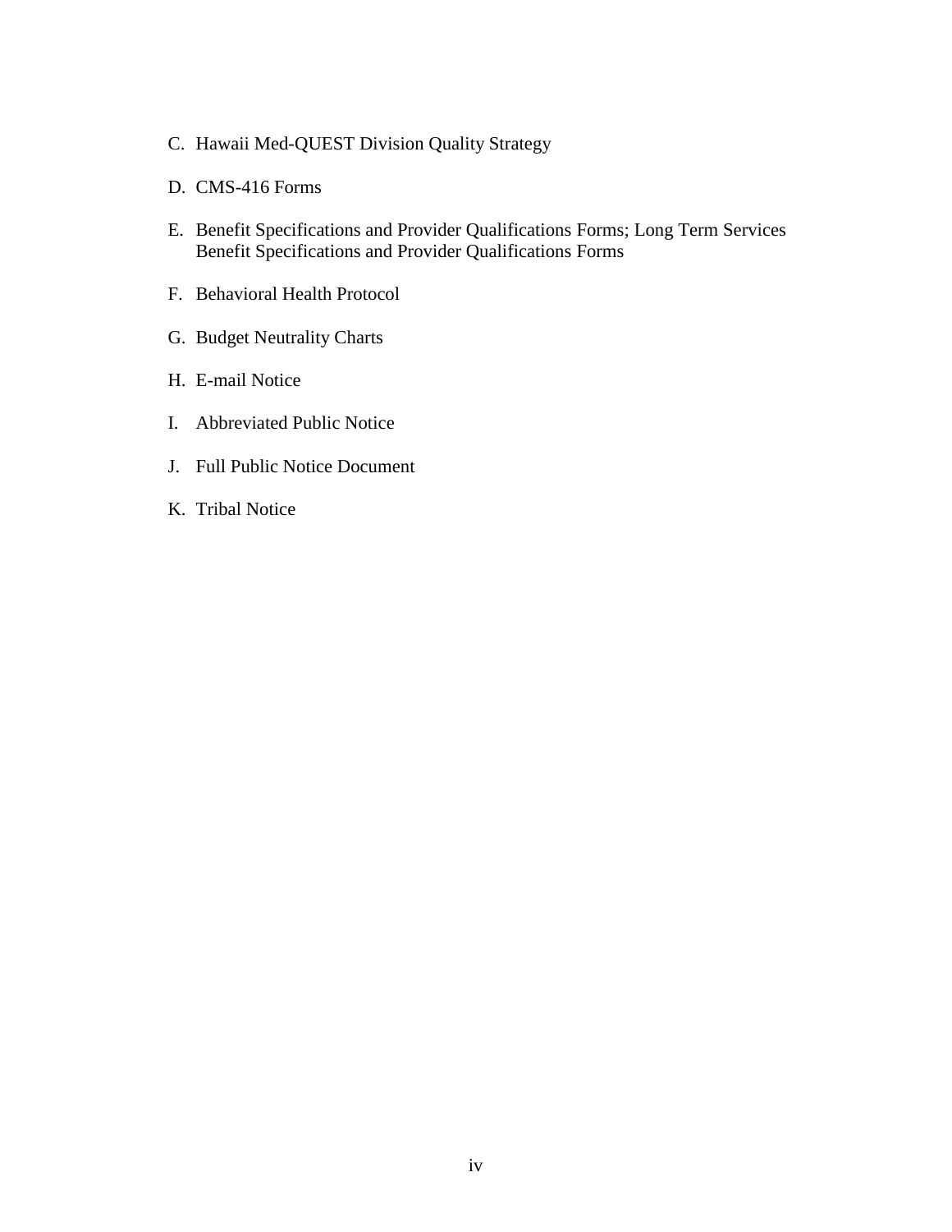C. Hawaii Med-QUEST Division Quality Strategy

D. CMS-416 Forms

E. Benefit Specifications and Provider Qualifications Forms; Long Term Services Benefit Specifications and Provider Qualifications Forms

F. Behavioral Health Protocol

G. Budget Neutrality Charts

H. E-mail Notice

I. Abbreviated Public Notice

J. Full Public Notice Document

K. Tribal Notice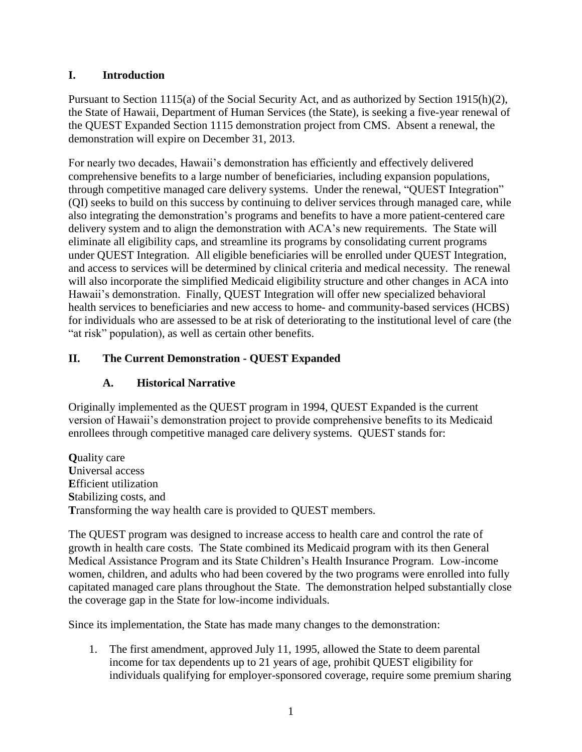## I. Introduction

Pursuant to Section 1115(a) of the Social Security Act, and as authorized by Section 1915(h)(2), the State of Hawaii, Department of Human Services (the State), is seeking a five-year renewal of the QUEST Expanded Section 1115 demonstration project from CMS. Absent a renewal, the demonstration will expire on December 31, 2013.

For nearly two decades, Hawaii's demonstration has efficiently and effectively delivered comprehensive benefits to a large number of beneficiaries, including expansion populations, through competitive managed care delivery systems. Under the renewal, "QUEST Integration" (QI) seeks to build on this success by continuing to deliver services through managed care, while also integrating the demonstration's programs and benefits to have a more patient-centered care delivery system and to align the demonstration with ACA's new requirements. The State will eliminate all eligibility caps, and streamline its programs by consolidating current programs under QUEST Integration. All eligible beneficiaries will be enrolled under QUEST Integration, and access to services will be determined by clinical criteria and medical necessity. The renewal will also incorporate the simplified Medicaid eligibility structure and other changes in ACA into Hawaii's demonstration. Finally, QUEST Integration will offer new specialized behavioral health services to beneficiaries and new access to home- and community-based services (HCBS) for individuals who are assessed to be at risk of deteriorating to the institutional level of care (the "at risk" population), as well as certain other benefits.

## II. The Current Demonstration - QUEST Expanded

### A. Historical Narrative

Originally implemented as the QUEST program in 1994, QUEST Expanded is the current version of Hawaii's demonstration project to provide comprehensive benefits to its Medicaid enrollees through competitive managed care delivery systems. QUEST stands for:

**Q**uality care  
**U**niversal access  
**E**fficient utilization  
**S**tabilizing costs, and  
**T**ransforming the way health care is provided to QUEST members.

The QUEST program was designed to increase access to health care and control the rate of growth in health care costs. The State combined its Medicaid program with its then General Medical Assistance Program and its State Children's Health Insurance Program. Low-income women, children, and adults who had been covered by the two programs were enrolled into fully capitated managed care plans throughout the State. The demonstration helped substantially close the coverage gap in the State for low-income individuals.

Since its implementation, the State has made many changes to the demonstration:

1. The first amendment, approved July 11, 1995, allowed the State to deem parental income for tax dependents up to 21 years of age, prohibit QUEST eligibility for individuals qualifying for employer-sponsored coverage, require some premium sharing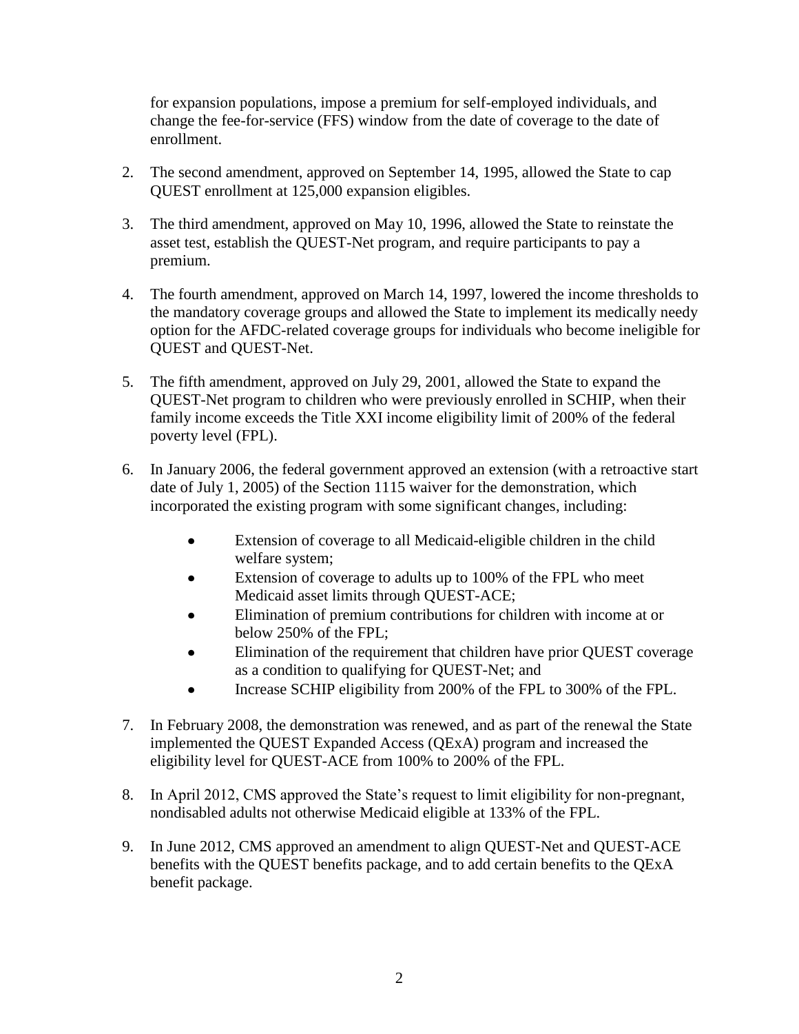for expansion populations, impose a premium for self-employed individuals, and change the fee-for-service (FFS) window from the date of coverage to the date of enrollment.

2. The second amendment, approved on September 14, 1995, allowed the State to cap QUEST enrollment at 125,000 expansion eligibles.

3. The third amendment, approved on May 10, 1996, allowed the State to reinstate the asset test, establish the QUEST-Net program, and require participants to pay a premium.

4. The fourth amendment, approved on March 14, 1997, lowered the income thresholds to the mandatory coverage groups and allowed the State to implement its medically needy option for the AFDC-related coverage groups for individuals who become ineligible for QUEST and QUEST-Net.

5. The fifth amendment, approved on July 29, 2001, allowed the State to expand the QUEST-Net program to children who were previously enrolled in SCHIP, when their family income exceeds the Title XXI income eligibility limit of 200% of the federal poverty level (FPL).

6. In January 2006, the federal government approved an extension (with a retroactive start date of July 1, 2005) of the Section 1115 waiver for the demonstration, which incorporated the existing program with some significant changes, including:
   - Extension of coverage to all Medicaid-eligible children in the child welfare system;
   - Extension of coverage to adults up to 100% of the FPL who meet Medicaid asset limits through QUEST-ACE;
   - Elimination of premium contributions for children with income at or below 250% of the FPL;
   - Elimination of the requirement that children have prior QUEST coverage as a condition to qualifying for QUEST-Net; and
   - Increase SCHIP eligibility from 200% of the FPL to 300% of the FPL.

7. In February 2008, the demonstration was renewed, and as part of the renewal the State implemented the QUEST Expanded Access (QExA) program and increased the eligibility level for QUEST-ACE from 100% to 200% of the FPL.

8. In April 2012, CMS approved the State's request to limit eligibility for non-pregnant, nondisabled adults not otherwise Medicaid eligible at 133% of the FPL.

9. In June 2012, CMS approved an amendment to align QUEST-Net and QUEST-ACE benefits with the QUEST benefits package, and to add certain benefits to the QExA benefit package.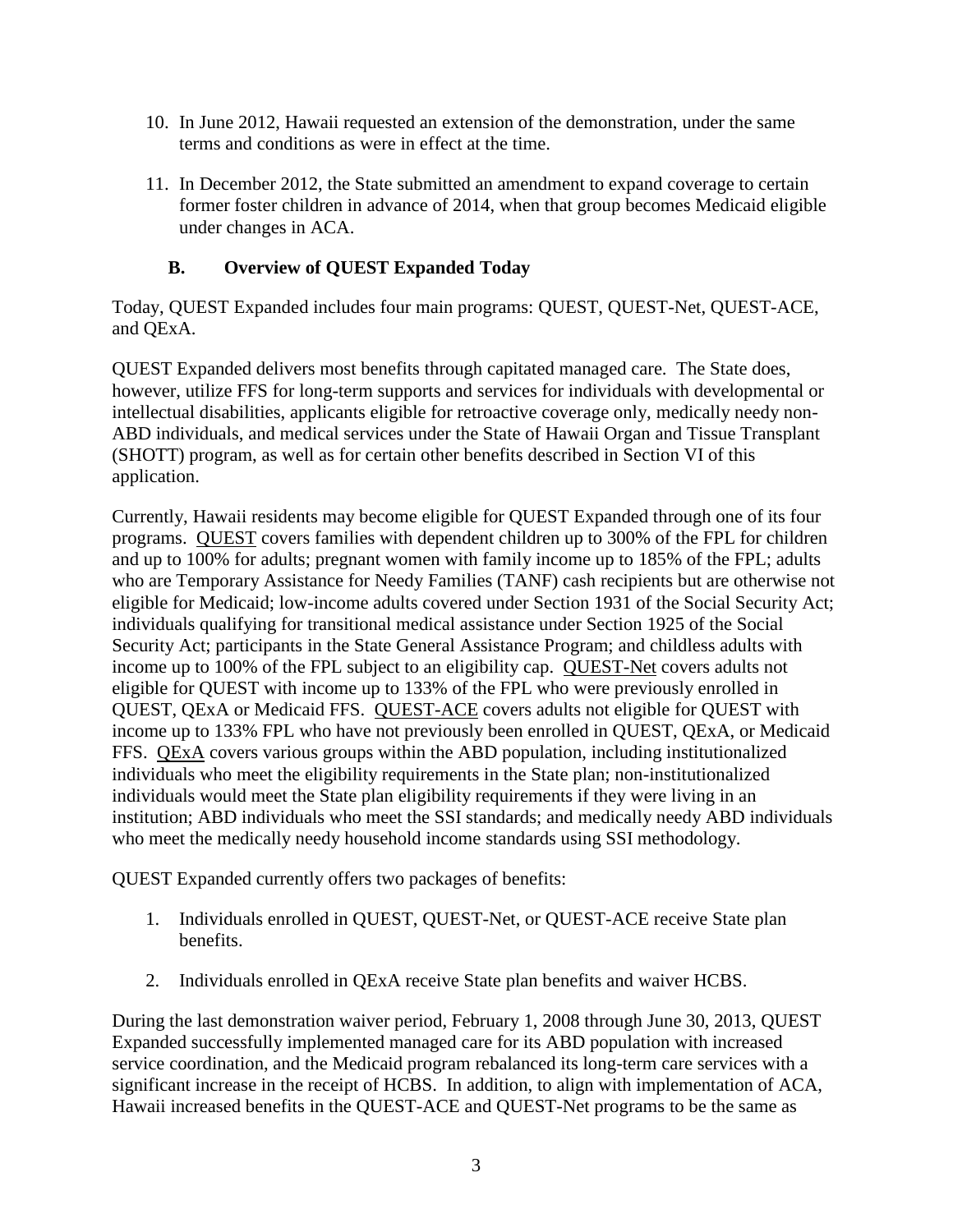10. In June 2012, Hawaii requested an extension of the demonstration, under the same terms and conditions as were in effect at the time.

11. In December 2012, the State submitted an amendment to expand coverage to certain former foster children in advance of 2014, when that group becomes Medicaid eligible under changes in ACA.

### B. Overview of QUEST Expanded Today

Today, QUEST Expanded includes four main programs: QUEST, QUEST-Net, QUEST-ACE, and QExA.

QUEST Expanded delivers most benefits through capitated managed care. The State does, however, utilize FFS for long-term supports and services for individuals with developmental or intellectual disabilities, applicants eligible for retroactive coverage only, medically needy non-ABD individuals, and medical services under the State of Hawaii Organ and Tissue Transplant (SHOTT) program, as well as for certain other benefits described in Section VI of this application.

Currently, Hawaii residents may become eligible for QUEST Expanded through one of its four programs. QUEST covers families with dependent children up to 300% of the FPL for children and up to 100% for adults; pregnant women with family income up to 185% of the FPL; adults who are Temporary Assistance for Needy Families (TANF) cash recipients but are otherwise not eligible for Medicaid; low-income adults covered under Section 1931 of the Social Security Act; individuals qualifying for transitional medical assistance under Section 1925 of the Social Security Act; participants in the State General Assistance Program; and childless adults with income up to 100% of the FPL subject to an eligibility cap. QUEST-Net covers adults not eligible for QUEST with income up to 133% of the FPL who were previously enrolled in QUEST, QExA or Medicaid FFS. QUEST-ACE covers adults not eligible for QUEST with income up to 133% FPL who have not previously been enrolled in QUEST, QExA, or Medicaid FFS. QExA covers various groups within the ABD population, including institutionalized individuals who meet the eligibility requirements in the State plan; non-institutionalized individuals would meet the State plan eligibility requirements if they were living in an institution; ABD individuals who meet the SSI standards; and medically needy ABD individuals who meet the medically needy household income standards using SSI methodology.

QUEST Expanded currently offers two packages of benefits:

1. Individuals enrolled in QUEST, QUEST-Net, or QUEST-ACE receive State plan benefits.

2. Individuals enrolled in QExA receive State plan benefits and waiver HCBS.

During the last demonstration waiver period, February 1, 2008 through June 30, 2013, QUEST Expanded successfully implemented managed care for its ABD population with increased service coordination, and the Medicaid program rebalanced its long-term care services with a significant increase in the receipt of HCBS. In addition, to align with implementation of ACA, Hawaii increased benefits in the QUEST-ACE and QUEST-Net programs to be the same as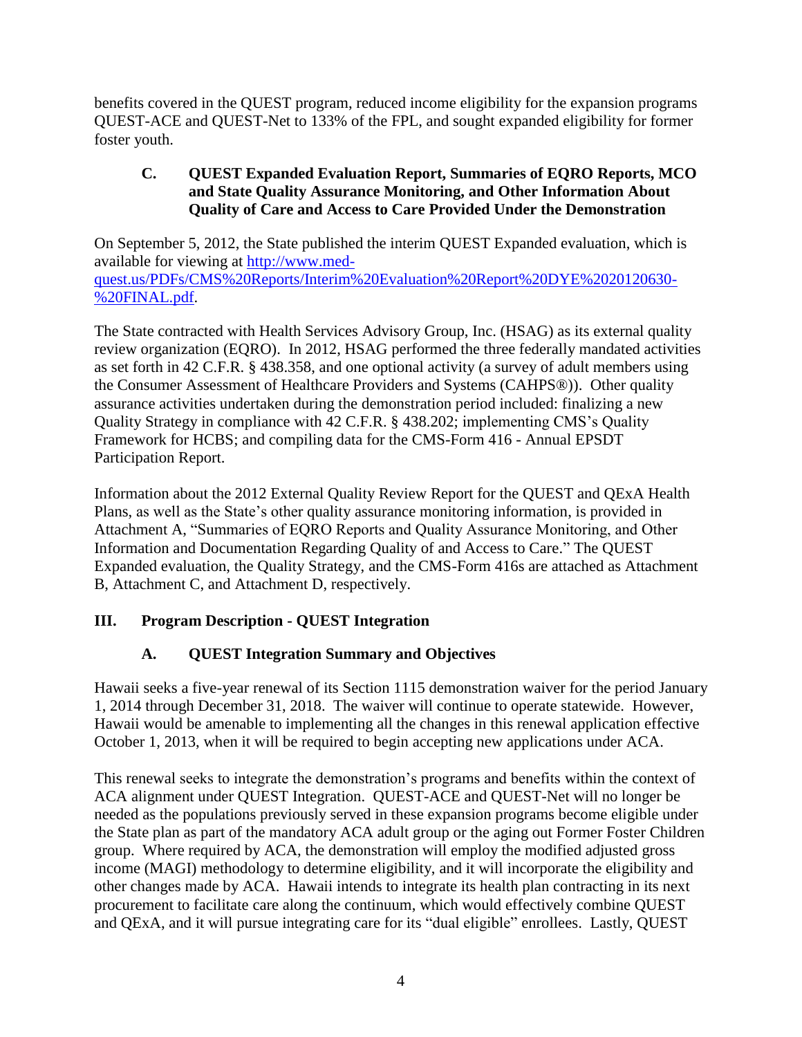benefits covered in the QUEST program, reduced income eligibility for the expansion programs QUEST-ACE and QUEST-Net to 133% of the FPL, and sought expanded eligibility for former foster youth.

### C. QUEST Expanded Evaluation Report, Summaries of EQRO Reports, MCO and State Quality Assurance Monitoring, and Other Information About Quality of Care and Access to Care Provided Under the Demonstration

On September 5, 2012, the State published the interim QUEST Expanded evaluation, which is available for viewing at [http://www.med-quest.us/PDFs/CMS%20Reports/Interim%20Evaluation%20Report%20DYE%2020120630-%20FINAL.pdf](http://www.med-quest.us/PDFs/CMS%20Reports/Interim%20Evaluation%20Report%20DYE%2020120630-%20FINAL.pdf).

The State contracted with Health Services Advisory Group, Inc. (HSAG) as its external quality review organization (EQRO). In 2012, HSAG performed the three federally mandated activities as set forth in 42 C.F.R. § 438.358, and one optional activity (a survey of adult members using the Consumer Assessment of Healthcare Providers and Systems (CAHPS®)). Other quality assurance activities undertaken during the demonstration period included: finalizing a new Quality Strategy in compliance with 42 C.F.R. § 438.202; implementing CMS's Quality Framework for HCBS; and compiling data for the CMS-Form 416 - Annual EPSDT Participation Report.

Information about the 2012 External Quality Review Report for the QUEST and QExA Health Plans, as well as the State's other quality assurance monitoring information, is provided in Attachment A, "Summaries of EQRO Reports and Quality Assurance Monitoring, and Other Information and Documentation Regarding Quality of and Access to Care." The QUEST Expanded evaluation, the Quality Strategy, and the CMS-Form 416s are attached as Attachment B, Attachment C, and Attachment D, respectively.

## III. Program Description - QUEST Integration

### A. QUEST Integration Summary and Objectives

Hawaii seeks a five-year renewal of its Section 1115 demonstration waiver for the period January 1, 2014 through December 31, 2018. The waiver will continue to operate statewide. However, Hawaii would be amenable to implementing all the changes in this renewal application effective October 1, 2013, when it will be required to begin accepting new applications under ACA.

This renewal seeks to integrate the demonstration's programs and benefits within the context of ACA alignment under QUEST Integration. QUEST-ACE and QUEST-Net will no longer be needed as the populations previously served in these expansion programs become eligible under the State plan as part of the mandatory ACA adult group or the aging out Former Foster Children group. Where required by ACA, the demonstration will employ the modified adjusted gross income (MAGI) methodology to determine eligibility, and it will incorporate the eligibility and other changes made by ACA. Hawaii intends to integrate its health plan contracting in its next procurement to facilitate care along the continuum, which would effectively combine QUEST and QExA, and it will pursue integrating care for its "dual eligible" enrollees. Lastly, QUEST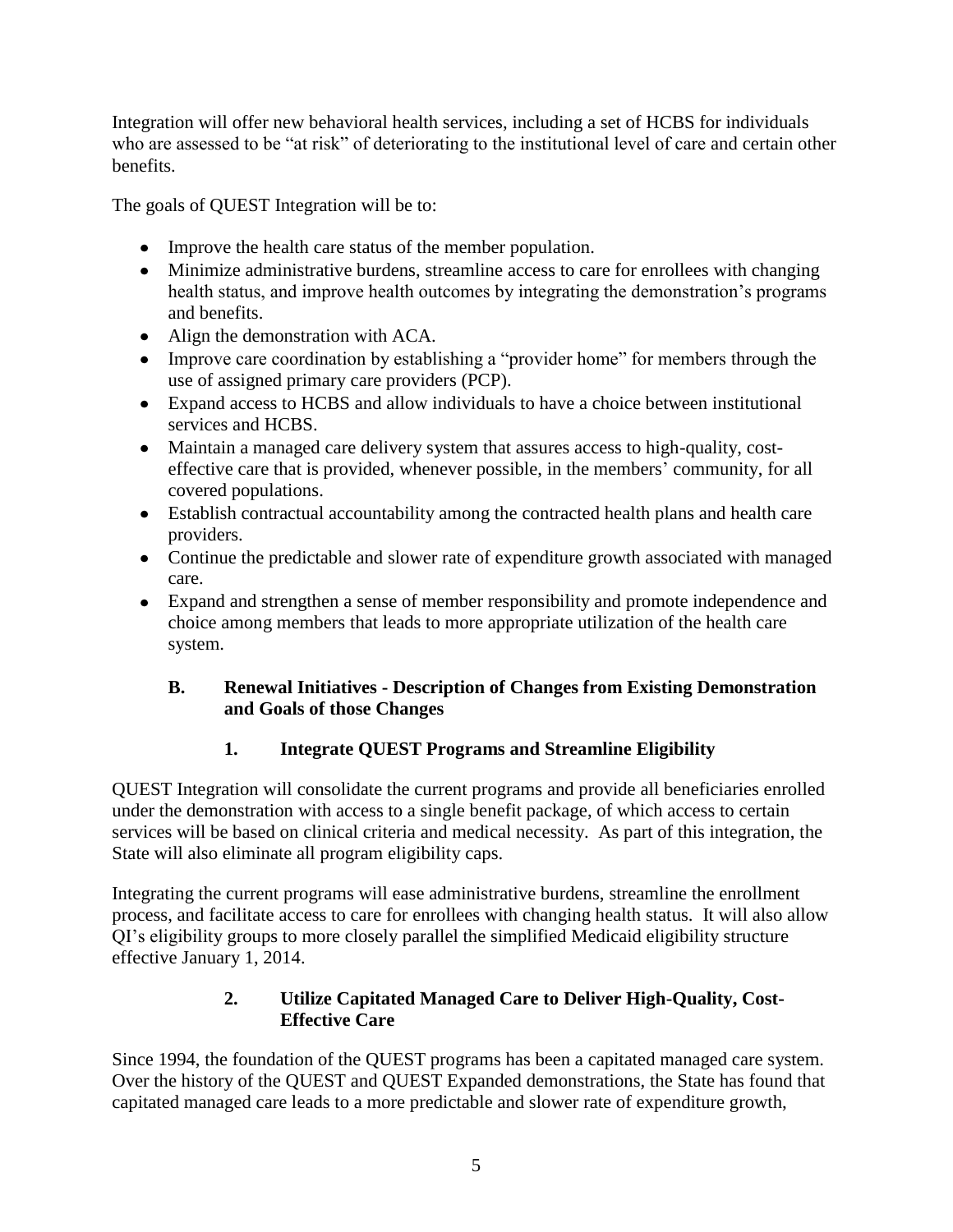Integration will offer new behavioral health services, including a set of HCBS for individuals who are assessed to be "at risk" of deteriorating to the institutional level of care and certain other benefits.

The goals of QUEST Integration will be to:

- Improve the health care status of the member population.
- Minimize administrative burdens, streamline access to care for enrollees with changing health status, and improve health outcomes by integrating the demonstration's programs and benefits.
- Align the demonstration with ACA.
- Improve care coordination by establishing a "provider home" for members through the use of assigned primary care providers (PCP).
- Expand access to HCBS and allow individuals to have a choice between institutional services and HCBS.
- Maintain a managed care delivery system that assures access to high-quality, cost-effective care that is provided, whenever possible, in the members' community, for all covered populations.
- Establish contractual accountability among the contracted health plans and health care providers.
- Continue the predictable and slower rate of expenditure growth associated with managed care.
- Expand and strengthen a sense of member responsibility and promote independence and choice among members that leads to more appropriate utilization of the health care system.

## B. Renewal Initiatives - Description of Changes from Existing Demonstration and Goals of those Changes

### 1. Integrate QUEST Programs and Streamline Eligibility

QUEST Integration will consolidate the current programs and provide all beneficiaries enrolled under the demonstration with access to a single benefit package, of which access to certain services will be based on clinical criteria and medical necessity. As part of this integration, the State will also eliminate all program eligibility caps.

Integrating the current programs will ease administrative burdens, streamline the enrollment process, and facilitate access to care for enrollees with changing health status. It will also allow QI's eligibility groups to more closely parallel the simplified Medicaid eligibility structure effective January 1, 2014.

### 2. Utilize Capitated Managed Care to Deliver High-Quality, Cost-Effective Care

Since 1994, the foundation of the QUEST programs has been a capitated managed care system. Over the history of the QUEST and QUEST Expanded demonstrations, the State has found that capitated managed care leads to a more predictable and slower rate of expenditure growth,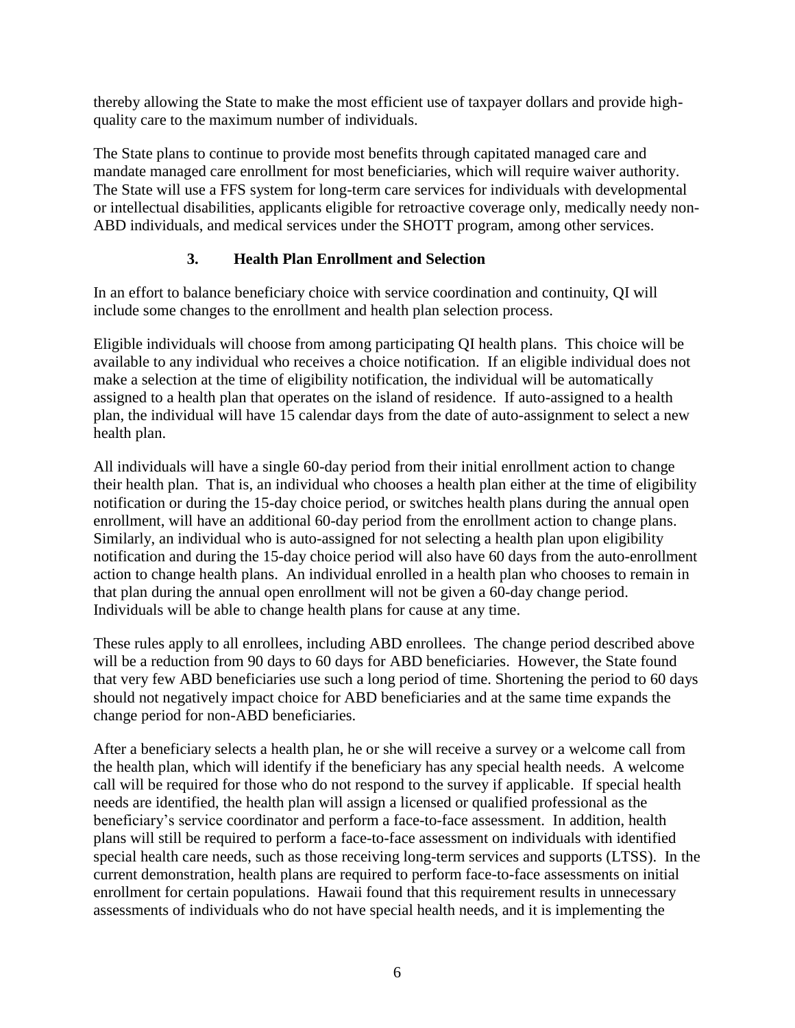thereby allowing the State to make the most efficient use of taxpayer dollars and provide high-quality care to the maximum number of individuals.

The State plans to continue to provide most benefits through capitated managed care and mandate managed care enrollment for most beneficiaries, which will require waiver authority. The State will use a FFS system for long-term care services for individuals with developmental or intellectual disabilities, applicants eligible for retroactive coverage only, medically needy non-ABD individuals, and medical services under the SHOTT program, among other services.

### 3. Health Plan Enrollment and Selection

In an effort to balance beneficiary choice with service coordination and continuity, QI will include some changes to the enrollment and health plan selection process.

Eligible individuals will choose from among participating QI health plans. This choice will be available to any individual who receives a choice notification. If an eligible individual does not make a selection at the time of eligibility notification, the individual will be automatically assigned to a health plan that operates on the island of residence. If auto-assigned to a health plan, the individual will have 15 calendar days from the date of auto-assignment to select a new health plan.

All individuals will have a single 60-day period from their initial enrollment action to change their health plan. That is, an individual who chooses a health plan either at the time of eligibility notification or during the 15-day choice period, or switches health plans during the annual open enrollment, will have an additional 60-day period from the enrollment action to change plans. Similarly, an individual who is auto-assigned for not selecting a health plan upon eligibility notification and during the 15-day choice period will also have 60 days from the auto-enrollment action to change health plans. An individual enrolled in a health plan who chooses to remain in that plan during the annual open enrollment will not be given a 60-day change period. Individuals will be able to change health plans for cause at any time.

These rules apply to all enrollees, including ABD enrollees. The change period described above will be a reduction from 90 days to 60 days for ABD beneficiaries. However, the State found that very few ABD beneficiaries use such a long period of time. Shortening the period to 60 days should not negatively impact choice for ABD beneficiaries and at the same time expands the change period for non-ABD beneficiaries.

After a beneficiary selects a health plan, he or she will receive a survey or a welcome call from the health plan, which will identify if the beneficiary has any special health needs. A welcome call will be required for those who do not respond to the survey if applicable. If special health needs are identified, the health plan will assign a licensed or qualified professional as the beneficiary's service coordinator and perform a face-to-face assessment. In addition, health plans will still be required to perform a face-to-face assessment on individuals with identified special health care needs, such as those receiving long-term services and supports (LTSS). In the current demonstration, health plans are required to perform face-to-face assessments on initial enrollment for certain populations. Hawaii found that this requirement results in unnecessary assessments of individuals who do not have special health needs, and it is implementing the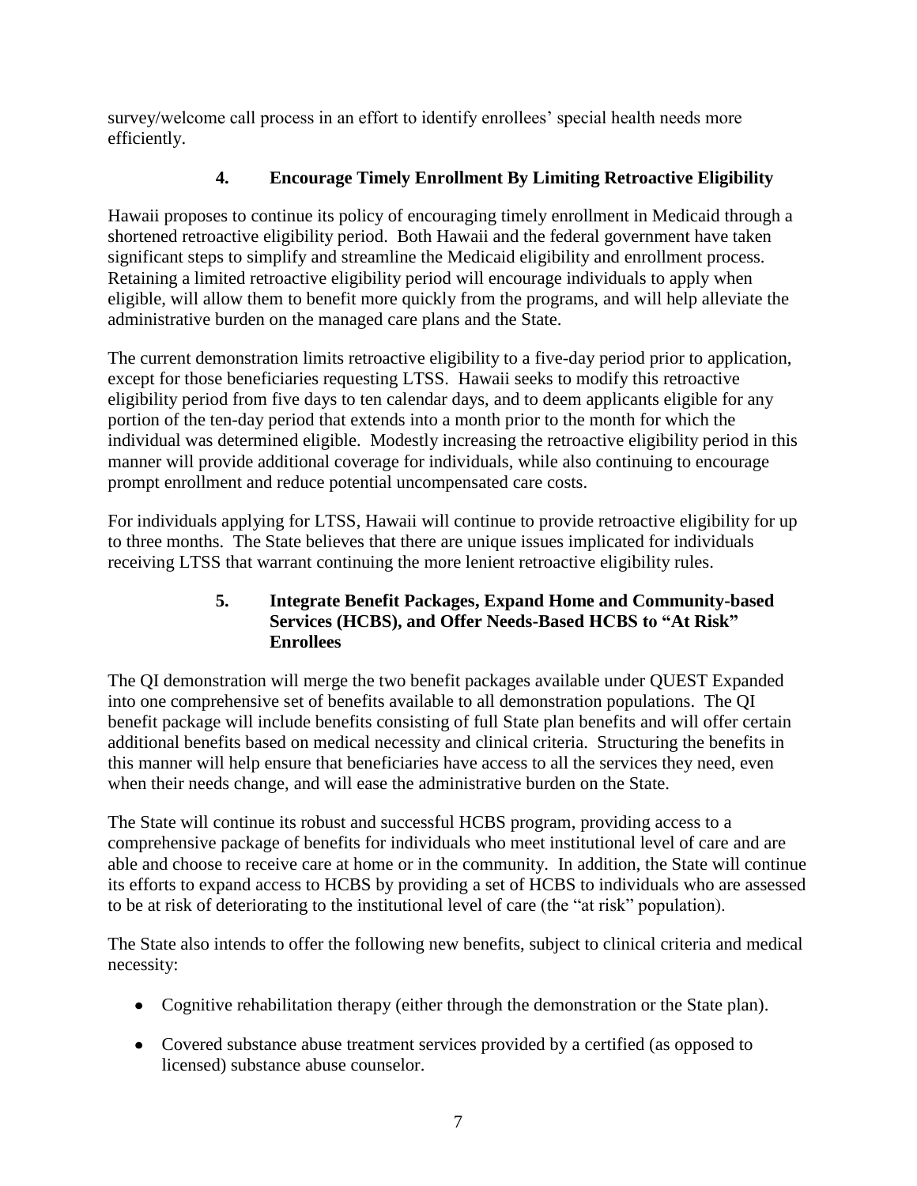survey/welcome call process in an effort to identify enrollees' special health needs more efficiently.

### 4. Encourage Timely Enrollment By Limiting Retroactive Eligibility

Hawaii proposes to continue its policy of encouraging timely enrollment in Medicaid through a shortened retroactive eligibility period. Both Hawaii and the federal government have taken significant steps to simplify and streamline the Medicaid eligibility and enrollment process. Retaining a limited retroactive eligibility period will encourage individuals to apply when eligible, will allow them to benefit more quickly from the programs, and will help alleviate the administrative burden on the managed care plans and the State.

The current demonstration limits retroactive eligibility to a five-day period prior to application, except for those beneficiaries requesting LTSS. Hawaii seeks to modify this retroactive eligibility period from five days to ten calendar days, and to deem applicants eligible for any portion of the ten-day period that extends into a month prior to the month for which the individual was determined eligible. Modestly increasing the retroactive eligibility period in this manner will provide additional coverage for individuals, while also continuing to encourage prompt enrollment and reduce potential uncompensated care costs.

For individuals applying for LTSS, Hawaii will continue to provide retroactive eligibility for up to three months. The State believes that there are unique issues implicated for individuals receiving LTSS that warrant continuing the more lenient retroactive eligibility rules.

### 5. Integrate Benefit Packages, Expand Home and Community-based Services (HCBS), and Offer Needs-Based HCBS to "At Risk" Enrollees

The QI demonstration will merge the two benefit packages available under QUEST Expanded into one comprehensive set of benefits available to all demonstration populations. The QI benefit package will include benefits consisting of full State plan benefits and will offer certain additional benefits based on medical necessity and clinical criteria. Structuring the benefits in this manner will help ensure that beneficiaries have access to all the services they need, even when their needs change, and will ease the administrative burden on the State.

The State will continue its robust and successful HCBS program, providing access to a comprehensive package of benefits for individuals who meet institutional level of care and are able and choose to receive care at home or in the community. In addition, the State will continue its efforts to expand access to HCBS by providing a set of HCBS to individuals who are assessed to be at risk of deteriorating to the institutional level of care (the "at risk" population).

The State also intends to offer the following new benefits, subject to clinical criteria and medical necessity:

- Cognitive rehabilitation therapy (either through the demonstration or the State plan).
- Covered substance abuse treatment services provided by a certified (as opposed to licensed) substance abuse counselor.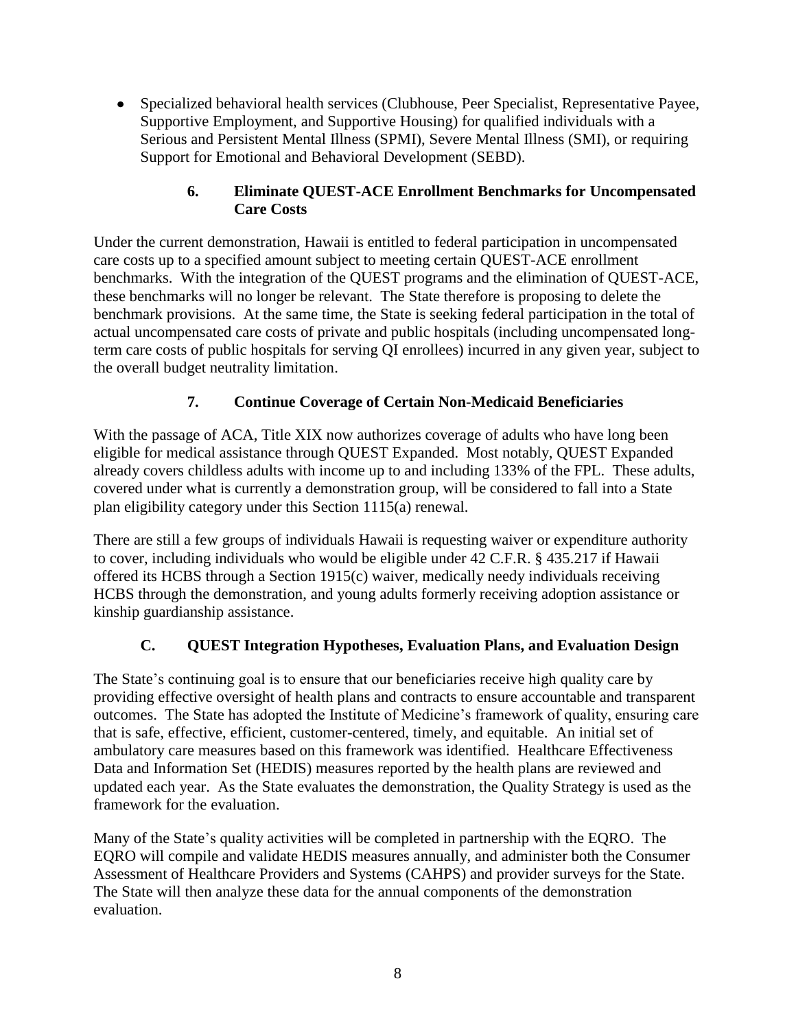- Specialized behavioral health services (Clubhouse, Peer Specialist, Representative Payee, Supportive Employment, and Supportive Housing) for qualified individuals with a Serious and Persistent Mental Illness (SPMI), Severe Mental Illness (SMI), or requiring Support for Emotional and Behavioral Development (SEBD).

### 6. Eliminate QUEST-ACE Enrollment Benchmarks for Uncompensated Care Costs

Under the current demonstration, Hawaii is entitled to federal participation in uncompensated care costs up to a specified amount subject to meeting certain QUEST-ACE enrollment benchmarks. With the integration of the QUEST programs and the elimination of QUEST-ACE, these benchmarks will no longer be relevant. The State therefore is proposing to delete the benchmark provisions. At the same time, the State is seeking federal participation in the total of actual uncompensated care costs of private and public hospitals (including uncompensated long-term care costs of public hospitals for serving QI enrollees) incurred in any given year, subject to the overall budget neutrality limitation.

### 7. Continue Coverage of Certain Non-Medicaid Beneficiaries

With the passage of ACA, Title XIX now authorizes coverage of adults who have long been eligible for medical assistance through QUEST Expanded. Most notably, QUEST Expanded already covers childless adults with income up to and including 133% of the FPL. These adults, covered under what is currently a demonstration group, will be considered to fall into a State plan eligibility category under this Section 1115(a) renewal.

There are still a few groups of individuals Hawaii is requesting waiver or expenditure authority to cover, including individuals who would be eligible under 42 C.F.R. § 435.217 if Hawaii offered its HCBS through a Section 1915(c) waiver, medically needy individuals receiving HCBS through the demonstration, and young adults formerly receiving adoption assistance or kinship guardianship assistance.

## C. QUEST Integration Hypotheses, Evaluation Plans, and Evaluation Design

The State's continuing goal is to ensure that our beneficiaries receive high quality care by providing effective oversight of health plans and contracts to ensure accountable and transparent outcomes. The State has adopted the Institute of Medicine's framework of quality, ensuring care that is safe, effective, efficient, customer-centered, timely, and equitable. An initial set of ambulatory care measures based on this framework was identified. Healthcare Effectiveness Data and Information Set (HEDIS) measures reported by the health plans are reviewed and updated each year. As the State evaluates the demonstration, the Quality Strategy is used as the framework for the evaluation.

Many of the State's quality activities will be completed in partnership with the EQRO. The EQRO will compile and validate HEDIS measures annually, and administer both the Consumer Assessment of Healthcare Providers and Systems (CAHPS) and provider surveys for the State. The State will then analyze these data for the annual components of the demonstration evaluation.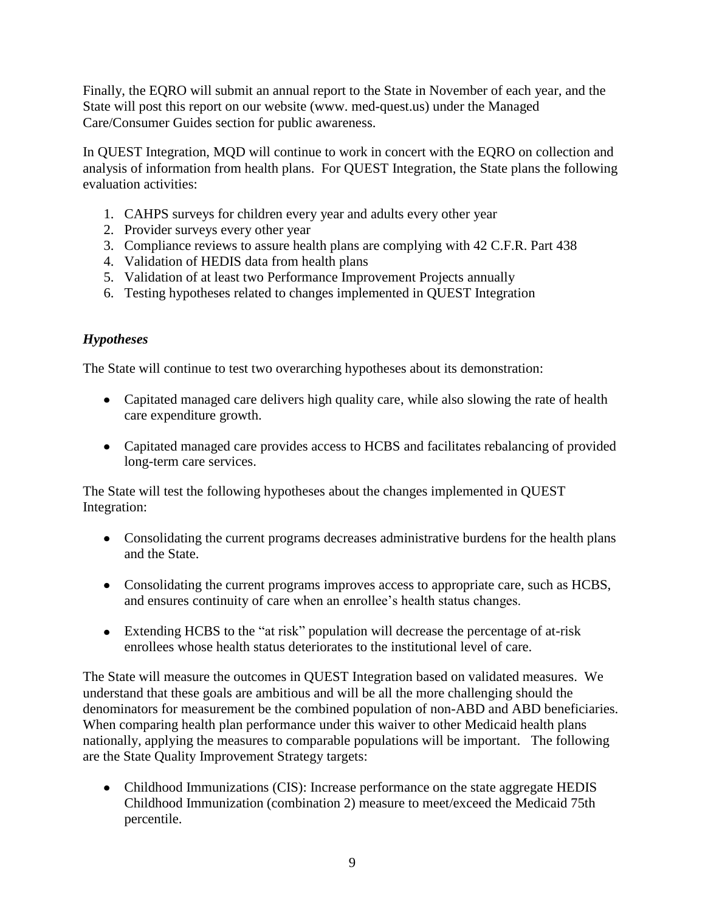Finally, the EQRO will submit an annual report to the State in November of each year, and the State will post this report on our website (www. med-quest.us) under the Managed Care/Consumer Guides section for public awareness.

In QUEST Integration, MQD will continue to work in concert with the EQRO on collection and analysis of information from health plans. For QUEST Integration, the State plans the following evaluation activities:

1. CAHPS surveys for children every year and adults every other year
2. Provider surveys every other year
3. Compliance reviews to assure health plans are complying with 42 C.F.R. Part 438
4. Validation of HEDIS data from health plans
5. Validation of at least two Performance Improvement Projects annually
6. Testing hypotheses related to changes implemented in QUEST Integration

### *Hypotheses*

The State will continue to test two overarching hypotheses about its demonstration:

- Capitated managed care delivers high quality care, while also slowing the rate of health care expenditure growth.
- Capitated managed care provides access to HCBS and facilitates rebalancing of provided long-term care services.

The State will test the following hypotheses about the changes implemented in QUEST Integration:

- Consolidating the current programs decreases administrative burdens for the health plans and the State.
- Consolidating the current programs improves access to appropriate care, such as HCBS, and ensures continuity of care when an enrollee's health status changes.
- Extending HCBS to the "at risk" population will decrease the percentage of at-risk enrollees whose health status deteriorates to the institutional level of care.

The State will measure the outcomes in QUEST Integration based on validated measures. We understand that these goals are ambitious and will be all the more challenging should the denominators for measurement be the combined population of non-ABD and ABD beneficiaries. When comparing health plan performance under this waiver to other Medicaid health plans nationally, applying the measures to comparable populations will be important. The following are the State Quality Improvement Strategy targets:

- Childhood Immunizations (CIS): Increase performance on the state aggregate HEDIS Childhood Immunization (combination 2) measure to meet/exceed the Medicaid 75th percentile.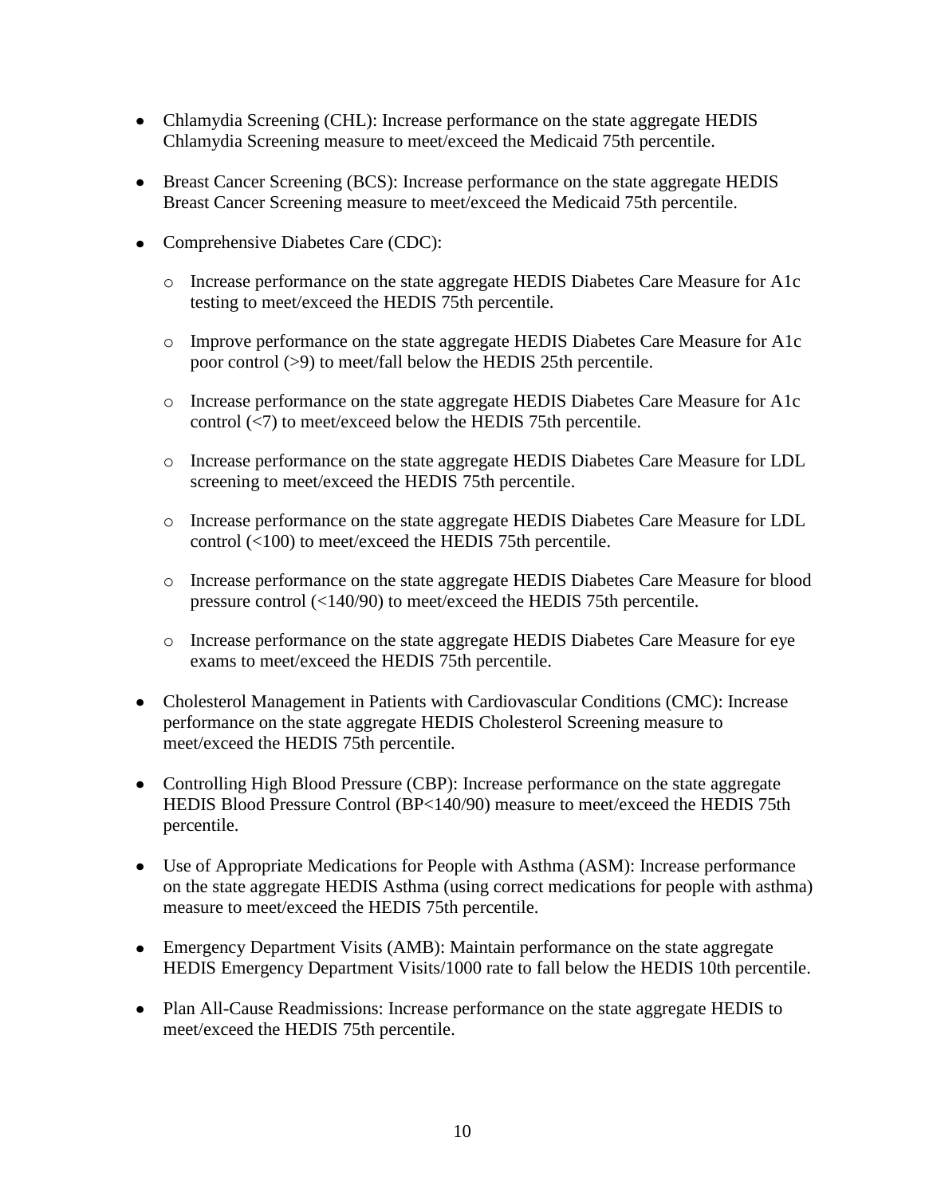- Chlamydia Screening (CHL): Increase performance on the state aggregate HEDIS Chlamydia Screening measure to meet/exceed the Medicaid 75th percentile.

- Breast Cancer Screening (BCS): Increase performance on the state aggregate HEDIS Breast Cancer Screening measure to meet/exceed the Medicaid 75th percentile.

- Comprehensive Diabetes Care (CDC):

  - Increase performance on the state aggregate HEDIS Diabetes Care Measure for A1c testing to meet/exceed the HEDIS 75th percentile.

  - Improve performance on the state aggregate HEDIS Diabetes Care Measure for A1c poor control (>9) to meet/fall below the HEDIS 25th percentile.

  - Increase performance on the state aggregate HEDIS Diabetes Care Measure for A1c control (<7) to meet/exceed below the HEDIS 75th percentile.

  - Increase performance on the state aggregate HEDIS Diabetes Care Measure for LDL screening to meet/exceed the HEDIS 75th percentile.

  - Increase performance on the state aggregate HEDIS Diabetes Care Measure for LDL control (<100) to meet/exceed the HEDIS 75th percentile.

  - Increase performance on the state aggregate HEDIS Diabetes Care Measure for blood pressure control (<140/90) to meet/exceed the HEDIS 75th percentile.

  - Increase performance on the state aggregate HEDIS Diabetes Care Measure for eye exams to meet/exceed the HEDIS 75th percentile.

- Cholesterol Management in Patients with Cardiovascular Conditions (CMC): Increase performance on the state aggregate HEDIS Cholesterol Screening measure to meet/exceed the HEDIS 75th percentile.

- Controlling High Blood Pressure (CBP): Increase performance on the state aggregate HEDIS Blood Pressure Control (BP<140/90) measure to meet/exceed the HEDIS 75th percentile.

- Use of Appropriate Medications for People with Asthma (ASM): Increase performance on the state aggregate HEDIS Asthma (using correct medications for people with asthma) measure to meet/exceed the HEDIS 75th percentile.

- Emergency Department Visits (AMB): Maintain performance on the state aggregate HEDIS Emergency Department Visits/1000 rate to fall below the HEDIS 10th percentile.

- Plan All-Cause Readmissions: Increase performance on the state aggregate HEDIS to meet/exceed the HEDIS 75th percentile.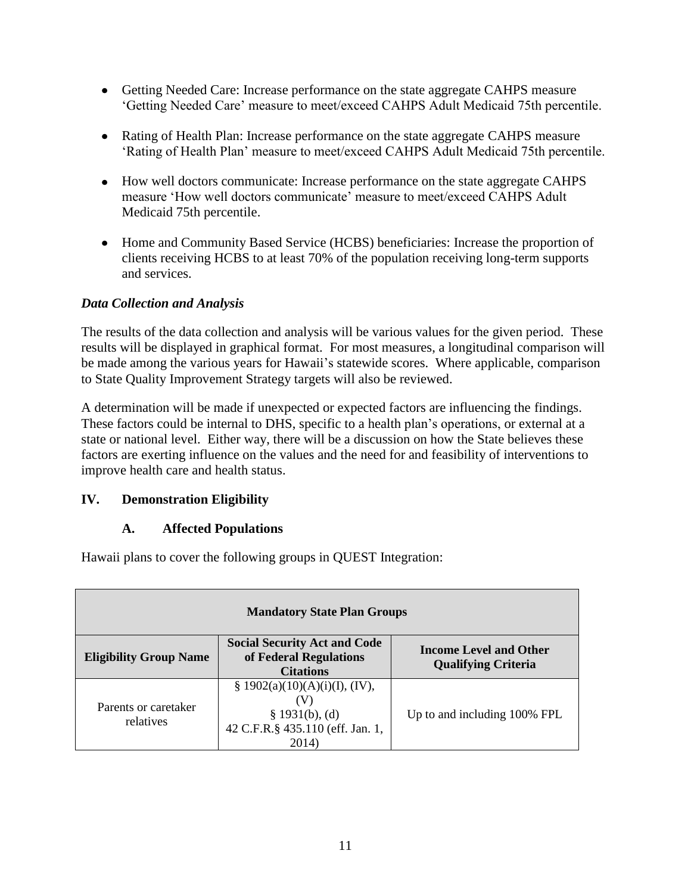- Getting Needed Care: Increase performance on the state aggregate CAHPS measure 'Getting Needed Care' measure to meet/exceed CAHPS Adult Medicaid 75th percentile.

- Rating of Health Plan: Increase performance on the state aggregate CAHPS measure 'Rating of Health Plan' measure to meet/exceed CAHPS Adult Medicaid 75th percentile.

- How well doctors communicate: Increase performance on the state aggregate CAHPS measure 'How well doctors communicate' measure to meet/exceed CAHPS Adult Medicaid 75th percentile.

- Home and Community Based Service (HCBS) beneficiaries: Increase the proportion of clients receiving HCBS to at least 70% of the population receiving long-term supports and services.

### *Data Collection and Analysis*

The results of the data collection and analysis will be various values for the given period. These results will be displayed in graphical format. For most measures, a longitudinal comparison will be made among the various years for Hawaii's statewide scores. Where applicable, comparison to State Quality Improvement Strategy targets will also be reviewed.

A determination will be made if unexpected or expected factors are influencing the findings. These factors could be internal to DHS, specific to a health plan's operations, or external at a state or national level. Either way, there will be a discussion on how the State believes these factors are exerting influence on the values and the need for and feasibility of interventions to improve health care and health status.

## IV. Demonstration Eligibility

### A. Affected Populations

Hawaii plans to cover the following groups in QUEST Integration:

| **Mandatory State Plan Groups** | | |
|---|---|---|
| **Eligibility Group Name** | **Social Security Act and Code of Federal Regulations Citations** | **Income Level and Other Qualifying Criteria** |
| Parents or caretaker relatives | § 1902(a)(10)(A)(i)(I), (IV), (V)<br>§ 1931(b), (d)<br>42 C.F.R.§ 435.110 (eff. Jan. 1, 2014) | Up to and including 100% FPL |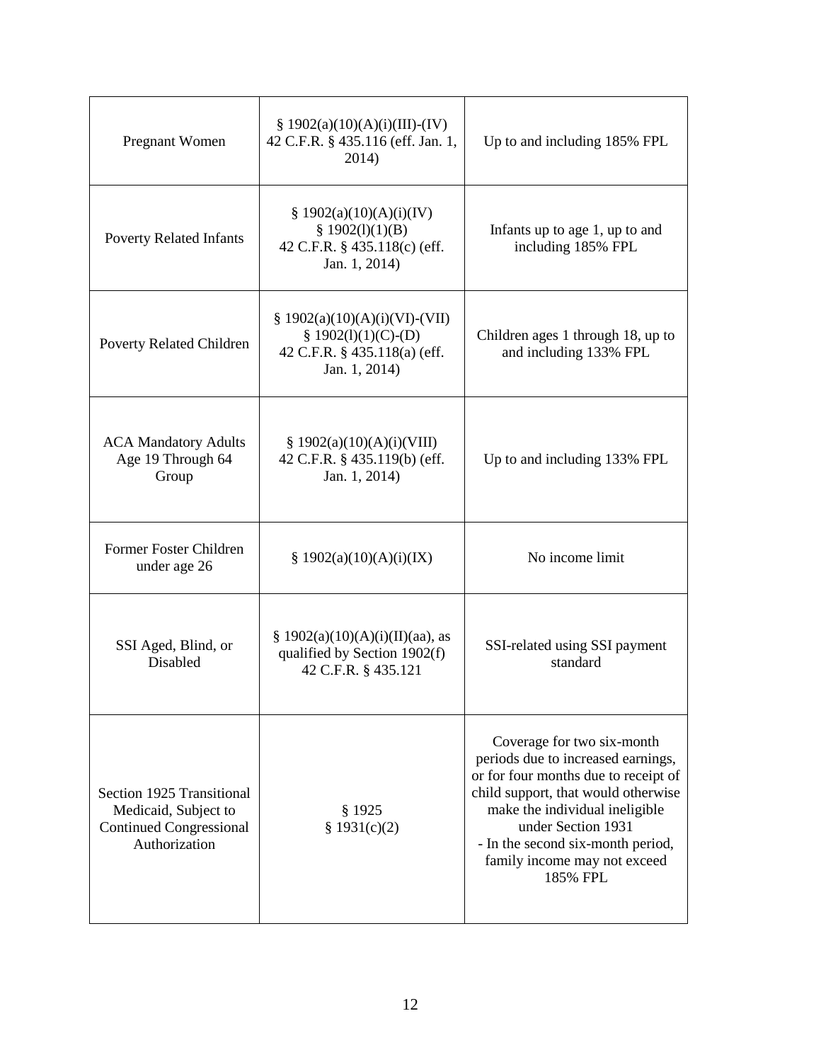| | | |
|---|---|---|
| Pregnant Women | § 1902(a)(10)(A)(i)(III)-(IV)<br>42 C.F.R. § 435.116 (eff. Jan. 1, 2014) | Up to and including 185% FPL |
| Poverty Related Infants | § 1902(a)(10)(A)(i)(IV)<br>§ 1902(l)(1)(B)<br>42 C.F.R. § 435.118(c) (eff. Jan. 1, 2014) | Infants up to age 1, up to and including 185% FPL |
| Poverty Related Children | § 1902(a)(10)(A)(i)(VI)-(VII)<br>§ 1902(l)(1)(C)-(D)<br>42 C.F.R. § 435.118(a) (eff. Jan. 1, 2014) | Children ages 1 through 18, up to and including 133% FPL |
| ACA Mandatory Adults Age 19 Through 64 Group | § 1902(a)(10)(A)(i)(VIII)<br>42 C.F.R. § 435.119(b) (eff. Jan. 1, 2014) | Up to and including 133% FPL |
| Former Foster Children under age 26 | § 1902(a)(10)(A)(i)(IX) | No income limit |
| SSI Aged, Blind, or Disabled | § 1902(a)(10)(A)(i)(II)(aa), as qualified by Section 1902(f)<br>42 C.F.R. § 435.121 | SSI-related using SSI payment standard |
| Section 1925 Transitional Medicaid, Subject to Continued Congressional Authorization | § 1925<br>§ 1931(c)(2) | Coverage for two six-month periods due to increased earnings, or for four months due to receipt of child support, that would otherwise make the individual ineligible under Section 1931<br>- In the second six-month period, family income may not exceed 185% FPL |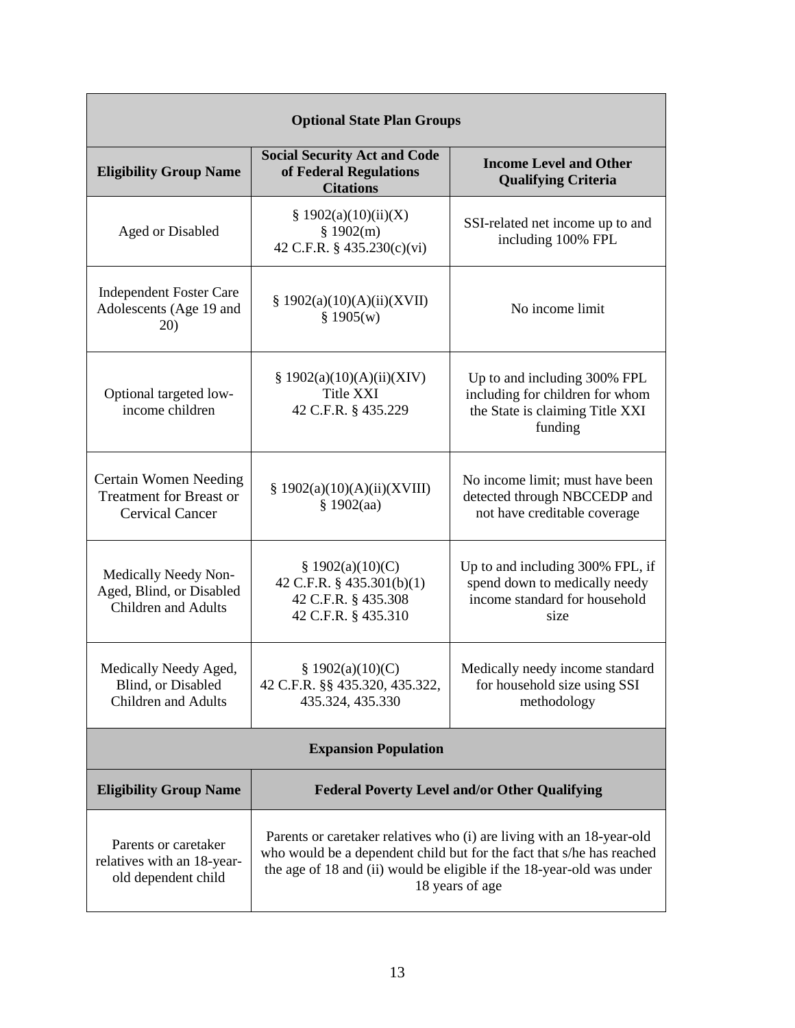| Optional State Plan Groups | | |
|---|---|---|
| **Eligibility Group Name** | **Social Security Act and Code of Federal Regulations Citations** | **Income Level and Other Qualifying Criteria** |
| Aged or Disabled | § 1902(a)(10)(ii)(X)<br>§ 1902(m)<br>42 C.F.R. § 435.230(c)(vi) | SSI-related net income up to and including 100% FPL |
| Independent Foster Care Adolescents (Age 19 and 20) | § 1902(a)(10)(A)(ii)(XVII)<br>§ 1905(w) | No income limit |
| Optional targeted low-income children | § 1902(a)(10)(A)(ii)(XIV)<br>Title XXI<br>42 C.F.R. § 435.229 | Up to and including 300% FPL including for children for whom the State is claiming Title XXI funding |
| Certain Women Needing Treatment for Breast or Cervical Cancer | § 1902(a)(10)(A)(ii)(XVIII)<br>§ 1902(aa) | No income limit; must have been detected through NBCCEDP and not have creditable coverage |
| Medically Needy Non-Aged, Blind, or Disabled Children and Adults | § 1902(a)(10)(C)<br>42 C.F.R. § 435.301(b)(1)<br>42 C.F.R. § 435.308<br>42 C.F.R. § 435.310 | Up to and including 300% FPL, if spend down to medically needy income standard for household size |
| Medically Needy Aged, Blind, or Disabled Children and Adults | § 1902(a)(10)(C)<br>42 C.F.R. §§ 435.320, 435.322, 435.324, 435.330 | Medically needy income standard for household size using SSI methodology |

| Expansion Population | |
|---|---|
| **Eligibility Group Name** | **Federal Poverty Level and/or Other Qualifying** |
| Parents or caretaker relatives with an 18-year-old dependent child | Parents or caretaker relatives who (i) are living with an 18-year-old who would be a dependent child but for the fact that s/he has reached the age of 18 and (ii) would be eligible if the 18-year-old was under 18 years of age |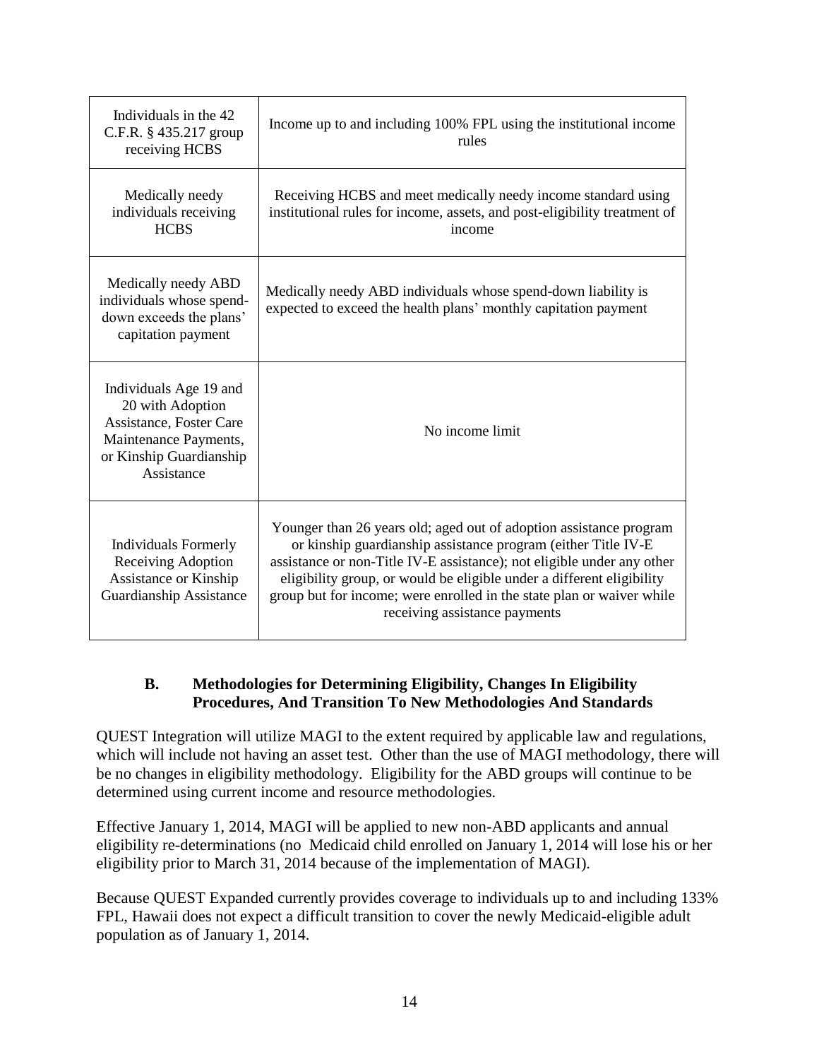| | |
|---|---|
| Individuals in the 42 C.F.R. § 435.217 group receiving HCBS | Income up to and including 100% FPL using the institutional income rules |
| Medically needy individuals receiving HCBS | Receiving HCBS and meet medically needy income standard using institutional rules for income, assets, and post-eligibility treatment of income |
| Medically needy ABD individuals whose spend-down exceeds the plans' capitation payment | Medically needy ABD individuals whose spend-down liability is expected to exceed the health plans' monthly capitation payment |
| Individuals Age 19 and 20 with Adoption Assistance, Foster Care Maintenance Payments, or Kinship Guardianship Assistance | No income limit |
| Individuals Formerly Receiving Adoption Assistance or Kinship Guardianship Assistance | Younger than 26 years old; aged out of adoption assistance program or kinship guardianship assistance program (either Title IV-E assistance or non-Title IV-E assistance); not eligible under any other eligibility group, or would be eligible under a different eligibility group but for income; were enrolled in the state plan or waiver while receiving assistance payments |

### B. Methodologies for Determining Eligibility, Changes In Eligibility Procedures, And Transition To New Methodologies And Standards

QUEST Integration will utilize MAGI to the extent required by applicable law and regulations, which will include not having an asset test. Other than the use of MAGI methodology, there will be no changes in eligibility methodology. Eligibility for the ABD groups will continue to be determined using current income and resource methodologies.

Effective January 1, 2014, MAGI will be applied to new non-ABD applicants and annual eligibility re-determinations (no Medicaid child enrolled on January 1, 2014 will lose his or her eligibility prior to March 31, 2014 because of the implementation of MAGI).

Because QUEST Expanded currently provides coverage to individuals up to and including 133% FPL, Hawaii does not expect a difficult transition to cover the newly Medicaid-eligible adult population as of January 1, 2014.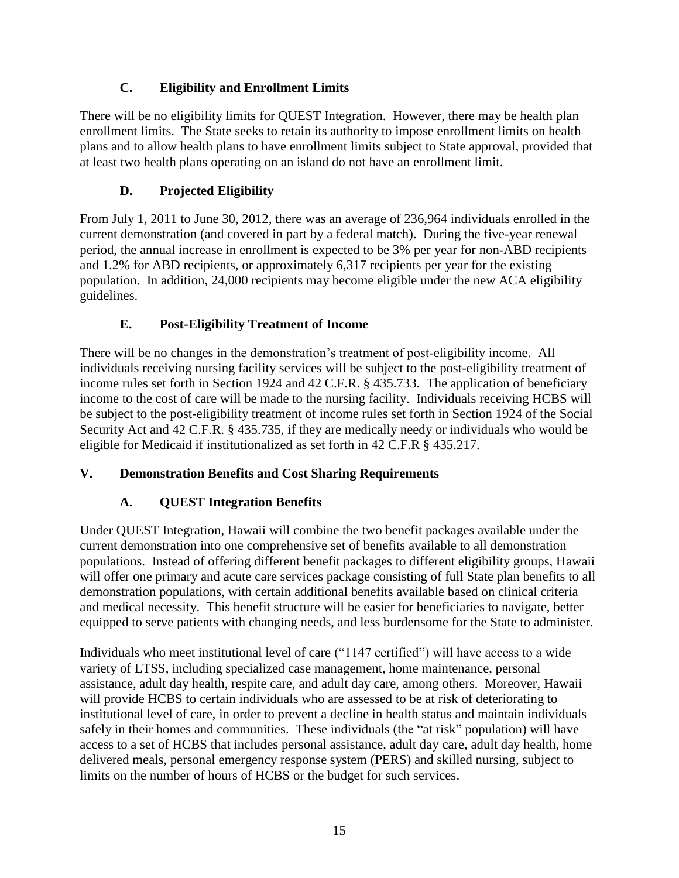### C. Eligibility and Enrollment Limits

There will be no eligibility limits for QUEST Integration. However, there may be health plan enrollment limits. The State seeks to retain its authority to impose enrollment limits on health plans and to allow health plans to have enrollment limits subject to State approval, provided that at least two health plans operating on an island do not have an enrollment limit.

### D. Projected Eligibility

From July 1, 2011 to June 30, 2012, there was an average of 236,964 individuals enrolled in the current demonstration (and covered in part by a federal match). During the five-year renewal period, the annual increase in enrollment is expected to be 3% per year for non-ABD recipients and 1.2% for ABD recipients, or approximately 6,317 recipients per year for the existing population. In addition, 24,000 recipients may become eligible under the new ACA eligibility guidelines.

### E. Post-Eligibility Treatment of Income

There will be no changes in the demonstration's treatment of post-eligibility income. All individuals receiving nursing facility services will be subject to the post-eligibility treatment of income rules set forth in Section 1924 and 42 C.F.R. § 435.733. The application of beneficiary income to the cost of care will be made to the nursing facility. Individuals receiving HCBS will be subject to the post-eligibility treatment of income rules set forth in Section 1924 of the Social Security Act and 42 C.F.R. § 435.735, if they are medically needy or individuals who would be eligible for Medicaid if institutionalized as set forth in 42 C.F.R § 435.217.

## V. Demonstration Benefits and Cost Sharing Requirements

### A. QUEST Integration Benefits

Under QUEST Integration, Hawaii will combine the two benefit packages available under the current demonstration into one comprehensive set of benefits available to all demonstration populations. Instead of offering different benefit packages to different eligibility groups, Hawaii will offer one primary and acute care services package consisting of full State plan benefits to all demonstration populations, with certain additional benefits available based on clinical criteria and medical necessity. This benefit structure will be easier for beneficiaries to navigate, better equipped to serve patients with changing needs, and less burdensome for the State to administer.

Individuals who meet institutional level of care ("1147 certified") will have access to a wide variety of LTSS, including specialized case management, home maintenance, personal assistance, adult day health, respite care, and adult day care, among others. Moreover, Hawaii will provide HCBS to certain individuals who are assessed to be at risk of deteriorating to institutional level of care, in order to prevent a decline in health status and maintain individuals safely in their homes and communities. These individuals (the "at risk" population) will have access to a set of HCBS that includes personal assistance, adult day care, adult day health, home delivered meals, personal emergency response system (PERS) and skilled nursing, subject to limits on the number of hours of HCBS or the budget for such services.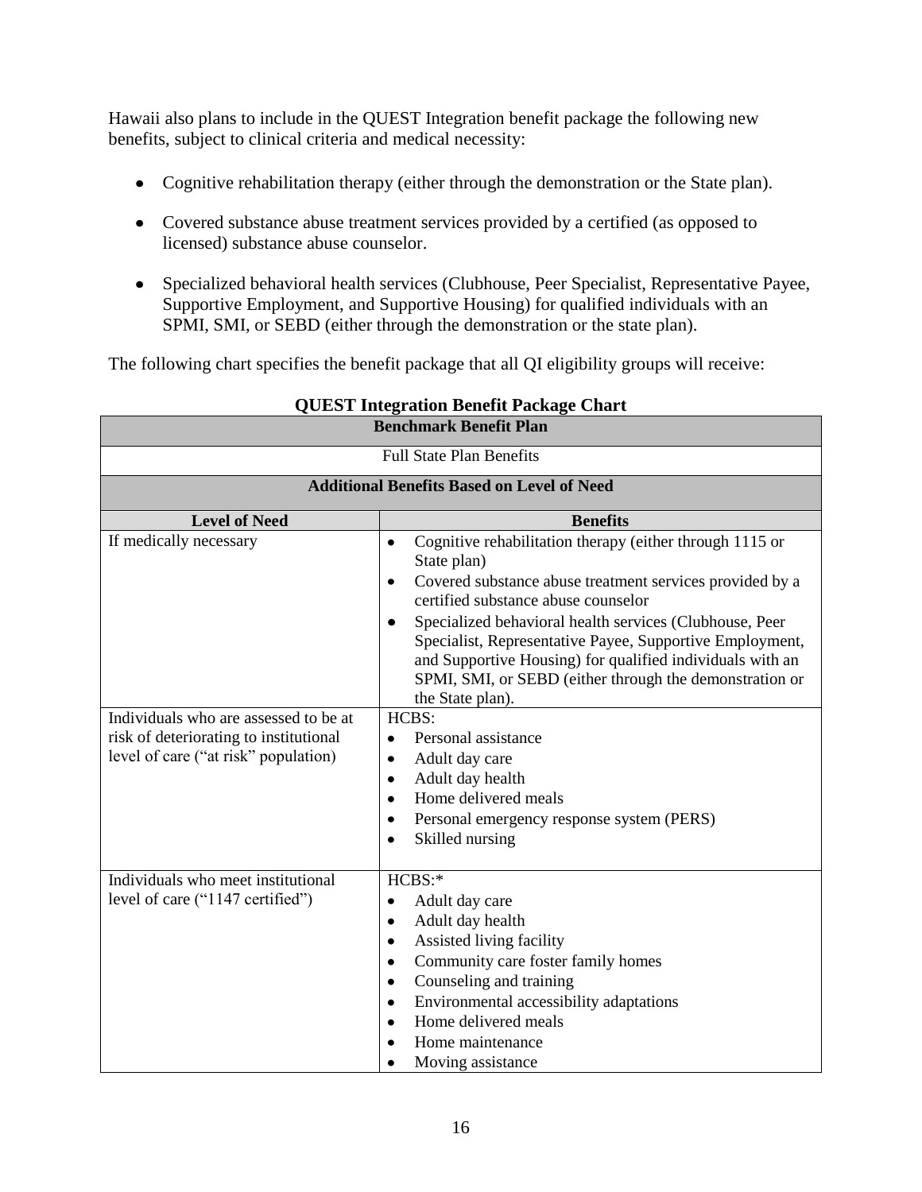Hawaii also plans to include in the QUEST Integration benefit package the following new benefits, subject to clinical criteria and medical necessity:

- Cognitive rehabilitation therapy (either through the demonstration or the State plan).
- Covered substance abuse treatment services provided by a certified (as opposed to licensed) substance abuse counselor.
- Specialized behavioral health services (Clubhouse, Peer Specialist, Representative Payee, Supportive Employment, and Supportive Housing) for qualified individuals with an SPMI, SMI, or SEBD (either through the demonstration or the state plan).

The following chart specifies the benefit package that all QI eligibility groups will receive:

**QUEST Integration Benefit Package Chart**

| **Benchmark Benefit Plan** | |
|---|---|
| Full State Plan Benefits | |
| **Additional Benefits Based on Level of Need** | |
| **Level of Need** | **Benefits** |
| If medically necessary | • Cognitive rehabilitation therapy (either through 1115 or State plan)<br>• Covered substance abuse treatment services provided by a certified substance abuse counselor<br>• Specialized behavioral health services (Clubhouse, Peer Specialist, Representative Payee, Supportive Employment, and Supportive Housing) for qualified individuals with an SPMI, SMI, or SEBD (either through the demonstration or the State plan). |
| Individuals who are assessed to be at risk of deteriorating to institutional level of care ("at risk" population) | HCBS:<br>• Personal assistance<br>• Adult day care<br>• Adult day health<br>• Home delivered meals<br>• Personal emergency response system (PERS)<br>• Skilled nursing |
| Individuals who meet institutional level of care ("1147 certified") | HCBS:*<br>• Adult day care<br>• Adult day health<br>• Assisted living facility<br>• Community care foster family homes<br>• Counseling and training<br>• Environmental accessibility adaptations<br>• Home delivered meals<br>• Home maintenance<br>• Moving assistance |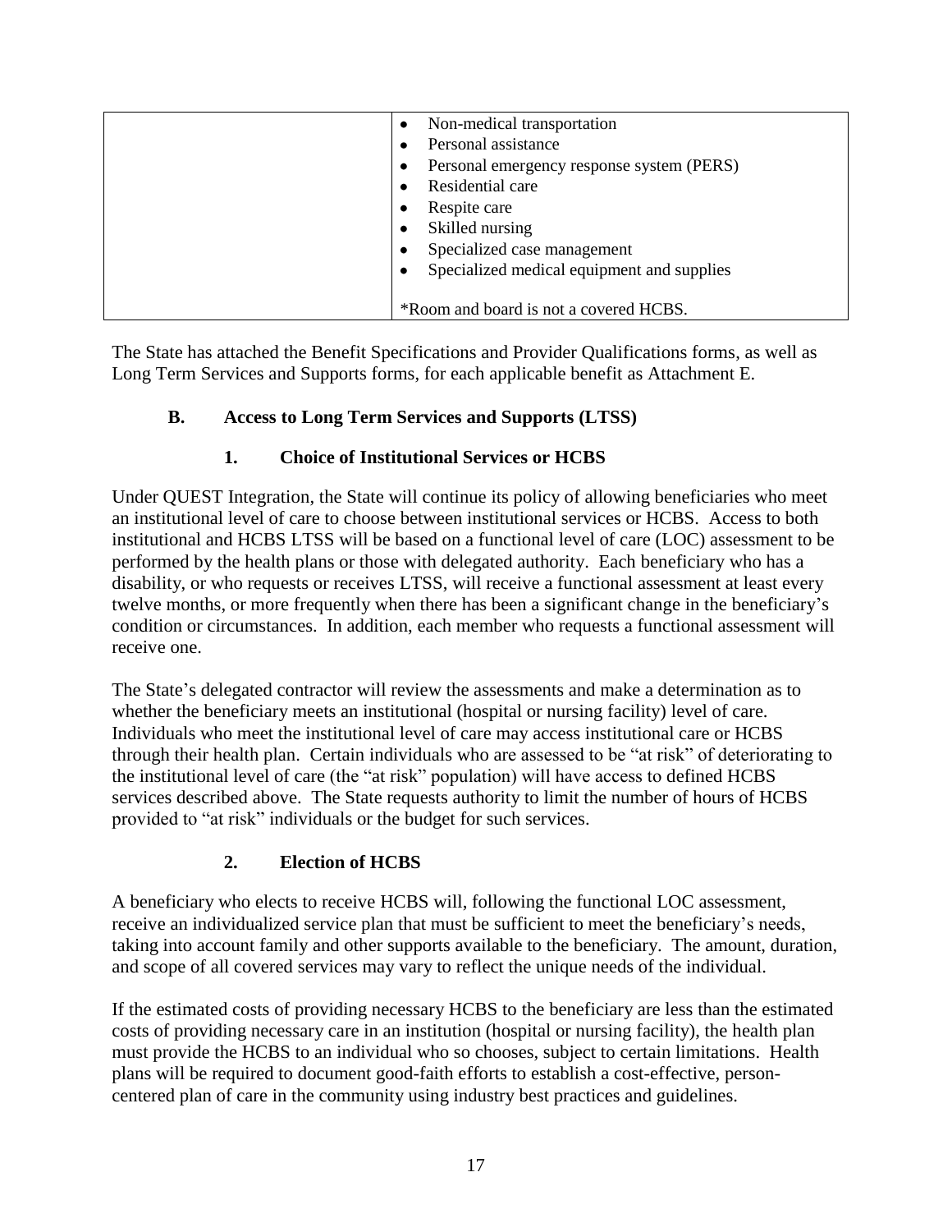| | • Non-medical transportation<br>• Personal assistance<br>• Personal emergency response system (PERS)<br>• Residential care<br>• Respite care<br>• Skilled nursing<br>• Specialized case management<br>• Specialized medical equipment and supplies<br><br>*Room and board is not a covered HCBS. |
|---|---|

The State has attached the Benefit Specifications and Provider Qualifications forms, as well as Long Term Services and Supports forms, for each applicable benefit as Attachment E.

### B. Access to Long Term Services and Supports (LTSS)

#### 1. Choice of Institutional Services or HCBS

Under QUEST Integration, the State will continue its policy of allowing beneficiaries who meet an institutional level of care to choose between institutional services or HCBS. Access to both institutional and HCBS LTSS will be based on a functional level of care (LOC) assessment to be performed by the health plans or those with delegated authority. Each beneficiary who has a disability, or who requests or receives LTSS, will receive a functional assessment at least every twelve months, or more frequently when there has been a significant change in the beneficiary's condition or circumstances. In addition, each member who requests a functional assessment will receive one.

The State's delegated contractor will review the assessments and make a determination as to whether the beneficiary meets an institutional (hospital or nursing facility) level of care. Individuals who meet the institutional level of care may access institutional care or HCBS through their health plan. Certain individuals who are assessed to be "at risk" of deteriorating to the institutional level of care (the "at risk" population) will have access to defined HCBS services described above. The State requests authority to limit the number of hours of HCBS provided to "at risk" individuals or the budget for such services.

#### 2. Election of HCBS

A beneficiary who elects to receive HCBS will, following the functional LOC assessment, receive an individualized service plan that must be sufficient to meet the beneficiary's needs, taking into account family and other supports available to the beneficiary. The amount, duration, and scope of all covered services may vary to reflect the unique needs of the individual.

If the estimated costs of providing necessary HCBS to the beneficiary are less than the estimated costs of providing necessary care in an institution (hospital or nursing facility), the health plan must provide the HCBS to an individual who so chooses, subject to certain limitations. Health plans will be required to document good-faith efforts to establish a cost-effective, person-centered plan of care in the community using industry best practices and guidelines.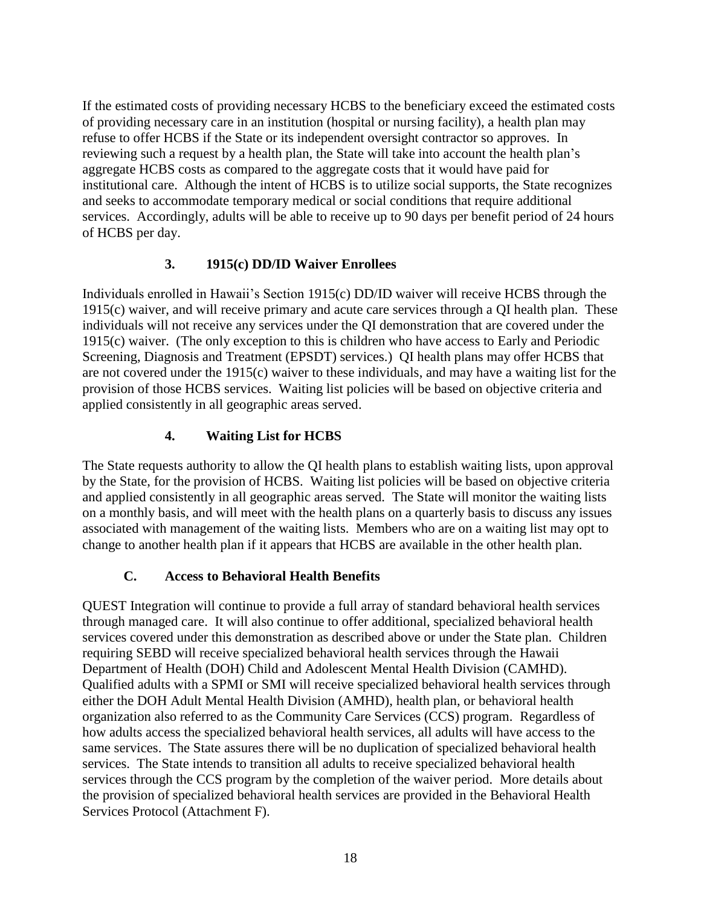If the estimated costs of providing necessary HCBS to the beneficiary exceed the estimated costs of providing necessary care in an institution (hospital or nursing facility), a health plan may refuse to offer HCBS if the State or its independent oversight contractor so approves. In reviewing such a request by a health plan, the State will take into account the health plan's aggregate HCBS costs as compared to the aggregate costs that it would have paid for institutional care. Although the intent of HCBS is to utilize social supports, the State recognizes and seeks to accommodate temporary medical or social conditions that require additional services. Accordingly, adults will be able to receive up to 90 days per benefit period of 24 hours of HCBS per day.

### 3. 1915(c) DD/ID Waiver Enrollees

Individuals enrolled in Hawaii's Section 1915(c) DD/ID waiver will receive HCBS through the 1915(c) waiver, and will receive primary and acute care services through a QI health plan. These individuals will not receive any services under the QI demonstration that are covered under the 1915(c) waiver. (The only exception to this is children who have access to Early and Periodic Screening, Diagnosis and Treatment (EPSDT) services.) QI health plans may offer HCBS that are not covered under the 1915(c) waiver to these individuals, and may have a waiting list for the provision of those HCBS services. Waiting list policies will be based on objective criteria and applied consistently in all geographic areas served.

### 4. Waiting List for HCBS

The State requests authority to allow the QI health plans to establish waiting lists, upon approval by the State, for the provision of HCBS. Waiting list policies will be based on objective criteria and applied consistently in all geographic areas served. The State will monitor the waiting lists on a monthly basis, and will meet with the health plans on a quarterly basis to discuss any issues associated with management of the waiting lists. Members who are on a waiting list may opt to change to another health plan if it appears that HCBS are available in the other health plan.

## C. Access to Behavioral Health Benefits

QUEST Integration will continue to provide a full array of standard behavioral health services through managed care. It will also continue to offer additional, specialized behavioral health services covered under this demonstration as described above or under the State plan. Children requiring SEBD will receive specialized behavioral health services through the Hawaii Department of Health (DOH) Child and Adolescent Mental Health Division (CAMHD). Qualified adults with a SPMI or SMI will receive specialized behavioral health services through either the DOH Adult Mental Health Division (AMHD), health plan, or behavioral health organization also referred to as the Community Care Services (CCS) program. Regardless of how adults access the specialized behavioral health services, all adults will have access to the same services. The State assures there will be no duplication of specialized behavioral health services. The State intends to transition all adults to receive specialized behavioral health services through the CCS program by the completion of the waiver period. More details about the provision of specialized behavioral health services are provided in the Behavioral Health Services Protocol (Attachment F).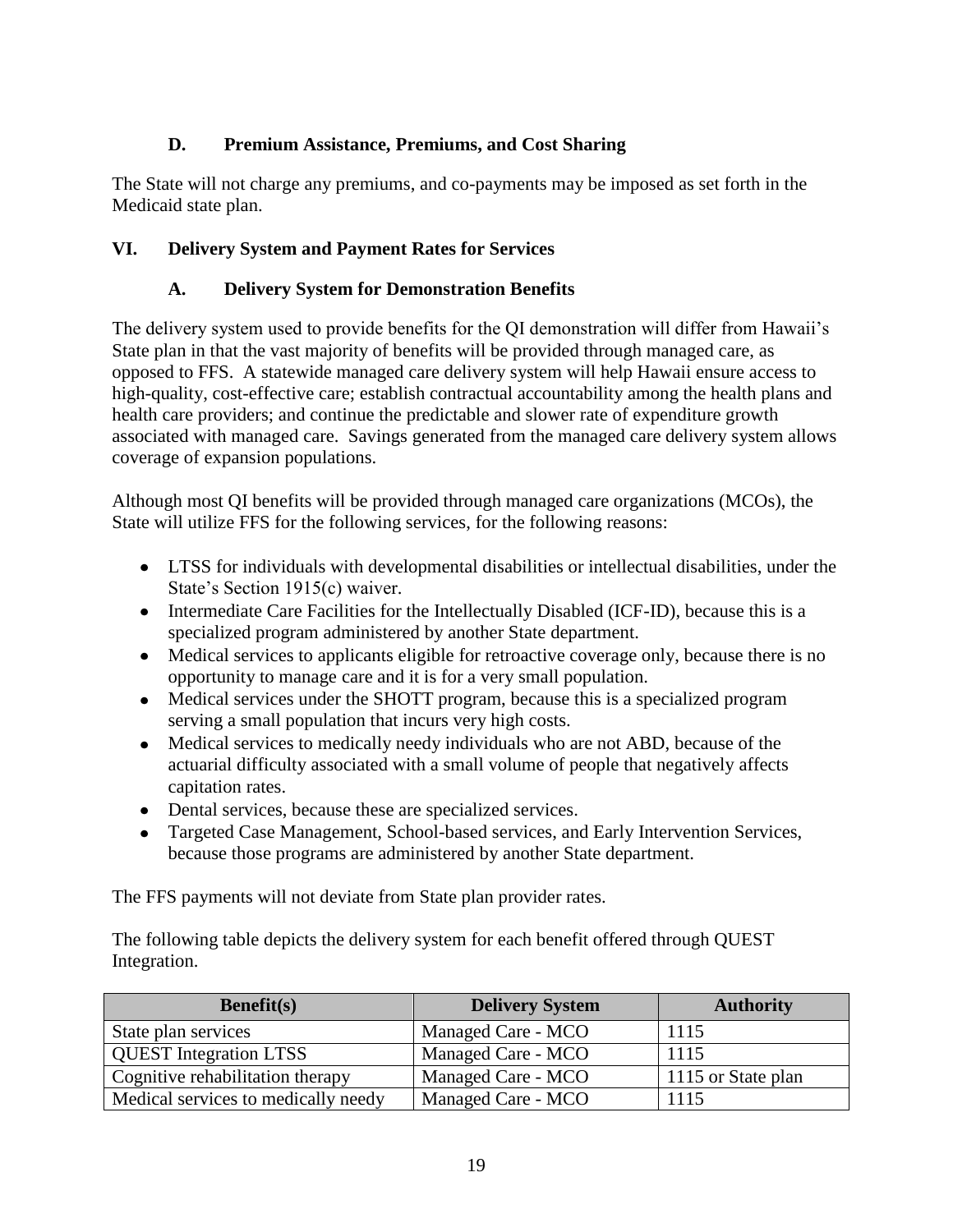### D. Premium Assistance, Premiums, and Cost Sharing

The State will not charge any premiums, and co-payments may be imposed as set forth in the Medicaid state plan.

## VI. Delivery System and Payment Rates for Services

### A. Delivery System for Demonstration Benefits

The delivery system used to provide benefits for the QI demonstration will differ from Hawaii's State plan in that the vast majority of benefits will be provided through managed care, as opposed to FFS. A statewide managed care delivery system will help Hawaii ensure access to high-quality, cost-effective care; establish contractual accountability among the health plans and health care providers; and continue the predictable and slower rate of expenditure growth associated with managed care. Savings generated from the managed care delivery system allows coverage of expansion populations.

Although most QI benefits will be provided through managed care organizations (MCOs), the State will utilize FFS for the following services, for the following reasons:

- LTSS for individuals with developmental disabilities or intellectual disabilities, under the State's Section 1915(c) waiver.
- Intermediate Care Facilities for the Intellectually Disabled (ICF-ID), because this is a specialized program administered by another State department.
- Medical services to applicants eligible for retroactive coverage only, because there is no opportunity to manage care and it is for a very small population.
- Medical services under the SHOTT program, because this is a specialized program serving a small population that incurs very high costs.
- Medical services to medically needy individuals who are not ABD, because of the actuarial difficulty associated with a small volume of people that negatively affects capitation rates.
- Dental services, because these are specialized services.
- Targeted Case Management, School-based services, and Early Intervention Services, because those programs are administered by another State department.

The FFS payments will not deviate from State plan provider rates.

The following table depicts the delivery system for each benefit offered through QUEST Integration.

| Benefit(s) | Delivery System | Authority |
|---|---|---|
| State plan services | Managed Care - MCO | 1115 |
| QUEST Integration LTSS | Managed Care - MCO | 1115 |
| Cognitive rehabilitation therapy | Managed Care - MCO | 1115 or State plan |
| Medical services to medically needy | Managed Care - MCO | 1115 |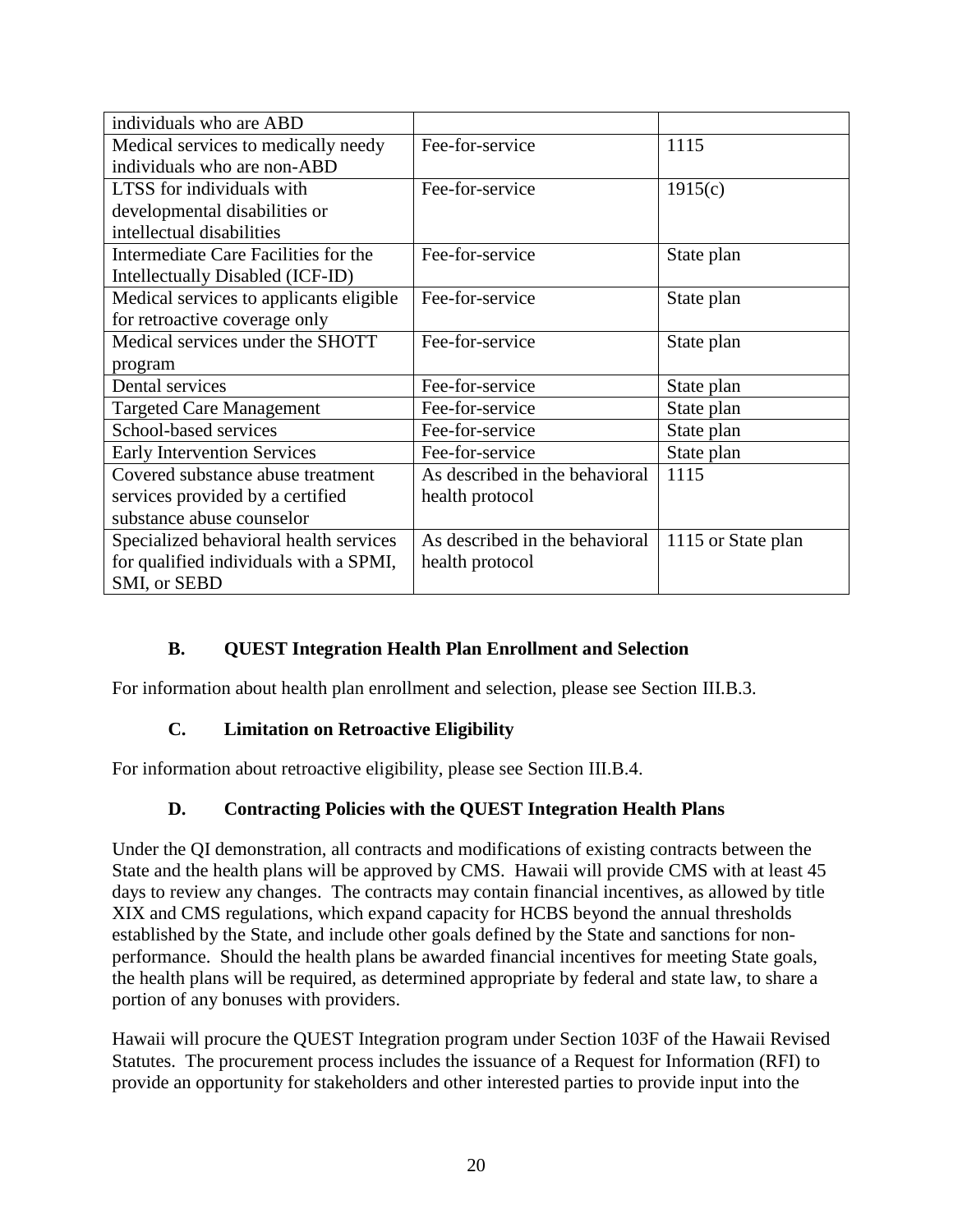| | | |
|---|---|---|
| individuals who are ABD | | |
| Medical services to medically needy individuals who are non-ABD | Fee-for-service | 1115 |
| LTSS for individuals with developmental disabilities or intellectual disabilities | Fee-for-service | 1915(c) |
| Intermediate Care Facilities for the Intellectually Disabled (ICF-ID) | Fee-for-service | State plan |
| Medical services to applicants eligible for retroactive coverage only | Fee-for-service | State plan |
| Medical services under the SHOTT program | Fee-for-service | State plan |
| Dental services | Fee-for-service | State plan |
| Targeted Care Management | Fee-for-service | State plan |
| School-based services | Fee-for-service | State plan |
| Early Intervention Services | Fee-for-service | State plan |
| Covered substance abuse treatment services provided by a certified substance abuse counselor | As described in the behavioral health protocol | 1115 |
| Specialized behavioral health services for qualified individuals with a SPMI, SMI, or SEBD | As described in the behavioral health protocol | 1115 or State plan |

### B. QUEST Integration Health Plan Enrollment and Selection

For information about health plan enrollment and selection, please see Section III.B.3.

### C. Limitation on Retroactive Eligibility

For information about retroactive eligibility, please see Section III.B.4.

### D. Contracting Policies with the QUEST Integration Health Plans

Under the QI demonstration, all contracts and modifications of existing contracts between the State and the health plans will be approved by CMS. Hawaii will provide CMS with at least 45 days to review any changes. The contracts may contain financial incentives, as allowed by title XIX and CMS regulations, which expand capacity for HCBS beyond the annual thresholds established by the State, and include other goals defined by the State and sanctions for non-performance. Should the health plans be awarded financial incentives for meeting State goals, the health plans will be required, as determined appropriate by federal and state law, to share a portion of any bonuses with providers.

Hawaii will procure the QUEST Integration program under Section 103F of the Hawaii Revised Statutes. The procurement process includes the issuance of a Request for Information (RFI) to provide an opportunity for stakeholders and other interested parties to provide input into the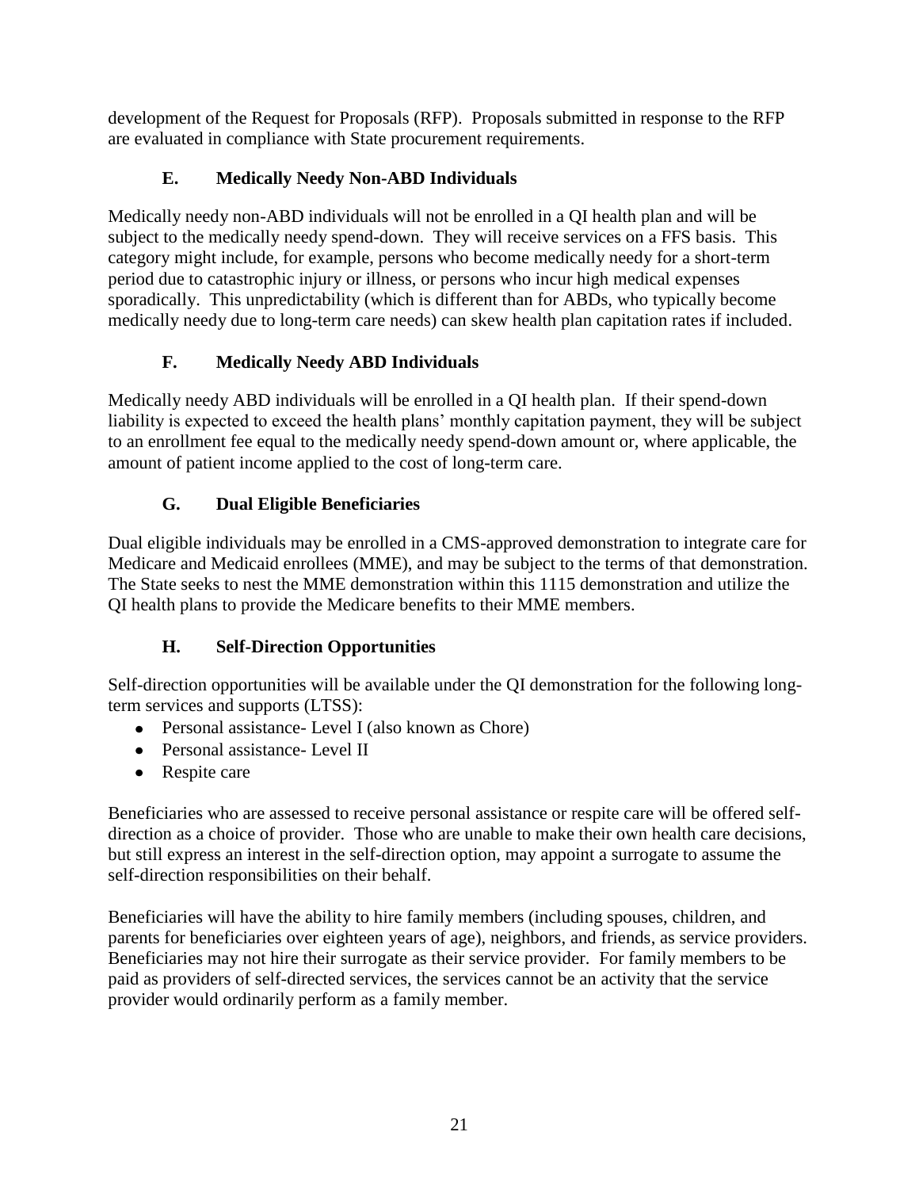development of the Request for Proposals (RFP). Proposals submitted in response to the RFP are evaluated in compliance with State procurement requirements.

### E. Medically Needy Non-ABD Individuals

Medically needy non-ABD individuals will not be enrolled in a QI health plan and will be subject to the medically needy spend-down. They will receive services on a FFS basis. This category might include, for example, persons who become medically needy for a short-term period due to catastrophic injury or illness, or persons who incur high medical expenses sporadically. This unpredictability (which is different than for ABDs, who typically become medically needy due to long-term care needs) can skew health plan capitation rates if included.

### F. Medically Needy ABD Individuals

Medically needy ABD individuals will be enrolled in a QI health plan. If their spend-down liability is expected to exceed the health plans' monthly capitation payment, they will be subject to an enrollment fee equal to the medically needy spend-down amount or, where applicable, the amount of patient income applied to the cost of long-term care.

### G. Dual Eligible Beneficiaries

Dual eligible individuals may be enrolled in a CMS-approved demonstration to integrate care for Medicare and Medicaid enrollees (MME), and may be subject to the terms of that demonstration. The State seeks to nest the MME demonstration within this 1115 demonstration and utilize the QI health plans to provide the Medicare benefits to their MME members.

### H. Self-Direction Opportunities

Self-direction opportunities will be available under the QI demonstration for the following long-term services and supports (LTSS):

- Personal assistance- Level I (also known as Chore)
- Personal assistance- Level II
- Respite care

Beneficiaries who are assessed to receive personal assistance or respite care will be offered self-direction as a choice of provider. Those who are unable to make their own health care decisions, but still express an interest in the self-direction option, may appoint a surrogate to assume the self-direction responsibilities on their behalf.

Beneficiaries will have the ability to hire family members (including spouses, children, and parents for beneficiaries over eighteen years of age), neighbors, and friends, as service providers. Beneficiaries may not hire their surrogate as their service provider. For family members to be paid as providers of self-directed services, the services cannot be an activity that the service provider would ordinarily perform as a family member.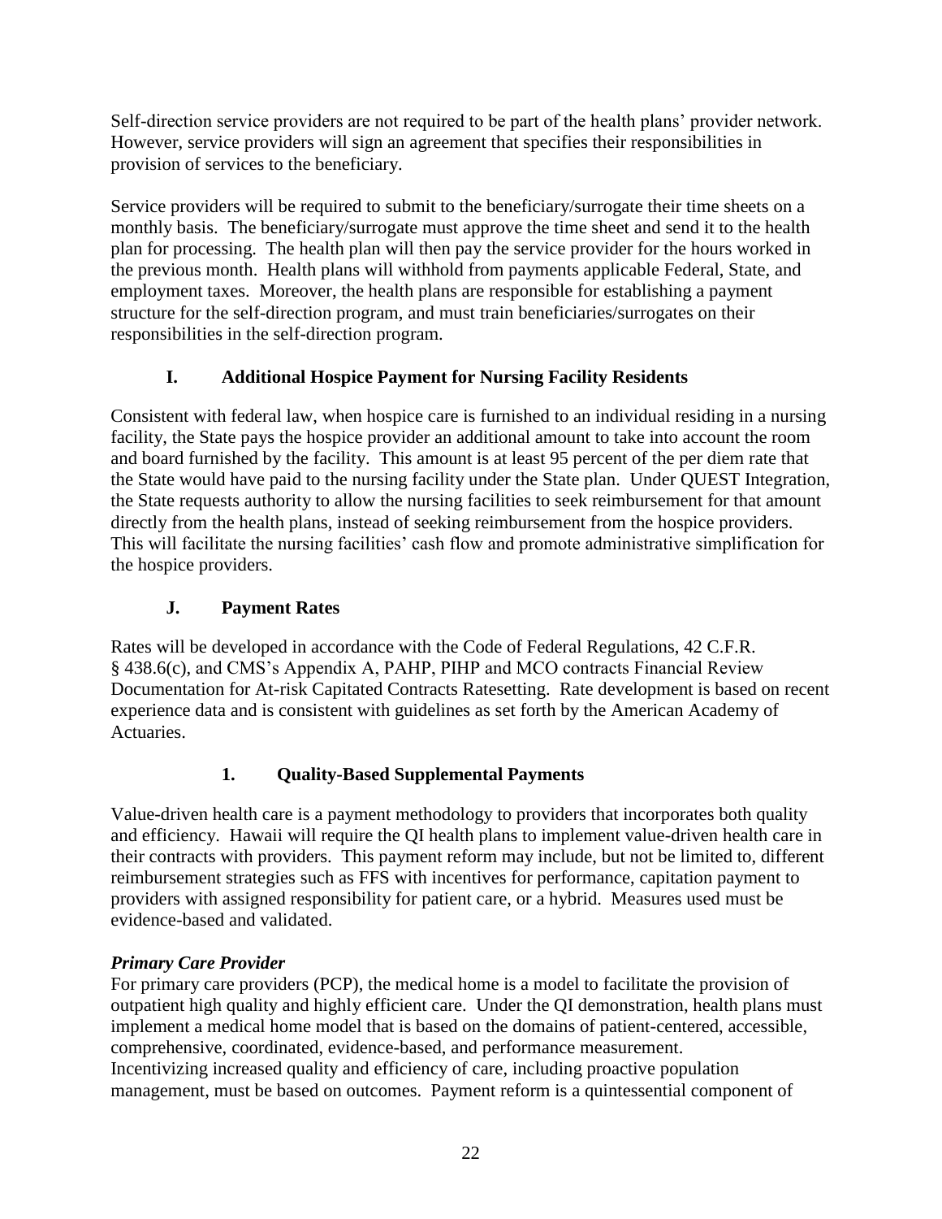Self-direction service providers are not required to be part of the health plans' provider network. However, service providers will sign an agreement that specifies their responsibilities in provision of services to the beneficiary.

Service providers will be required to submit to the beneficiary/surrogate their time sheets on a monthly basis. The beneficiary/surrogate must approve the time sheet and send it to the health plan for processing. The health plan will then pay the service provider for the hours worked in the previous month. Health plans will withhold from payments applicable Federal, State, and employment taxes. Moreover, the health plans are responsible for establishing a payment structure for the self-direction program, and must train beneficiaries/surrogates on their responsibilities in the self-direction program.

### I. Additional Hospice Payment for Nursing Facility Residents

Consistent with federal law, when hospice care is furnished to an individual residing in a nursing facility, the State pays the hospice provider an additional amount to take into account the room and board furnished by the facility. This amount is at least 95 percent of the per diem rate that the State would have paid to the nursing facility under the State plan. Under QUEST Integration, the State requests authority to allow the nursing facilities to seek reimbursement for that amount directly from the health plans, instead of seeking reimbursement from the hospice providers. This will facilitate the nursing facilities' cash flow and promote administrative simplification for the hospice providers.

### J. Payment Rates

Rates will be developed in accordance with the Code of Federal Regulations, 42 C.F.R. § 438.6(c), and CMS's Appendix A, PAHP, PIHP and MCO contracts Financial Review Documentation for At-risk Capitated Contracts Ratesetting. Rate development is based on recent experience data and is consistent with guidelines as set forth by the American Academy of Actuaries.

#### 1. Quality-Based Supplemental Payments

Value-driven health care is a payment methodology to providers that incorporates both quality and efficiency. Hawaii will require the QI health plans to implement value-driven health care in their contracts with providers. This payment reform may include, but not be limited to, different reimbursement strategies such as FFS with incentives for performance, capitation payment to providers with assigned responsibility for patient care, or a hybrid. Measures used must be evidence-based and validated.

***Primary Care Provider***

For primary care providers (PCP), the medical home is a model to facilitate the provision of outpatient high quality and highly efficient care. Under the QI demonstration, health plans must implement a medical home model that is based on the domains of patient-centered, accessible, comprehensive, coordinated, evidence-based, and performance measurement.
Incentivizing increased quality and efficiency of care, including proactive population management, must be based on outcomes. Payment reform is a quintessential component of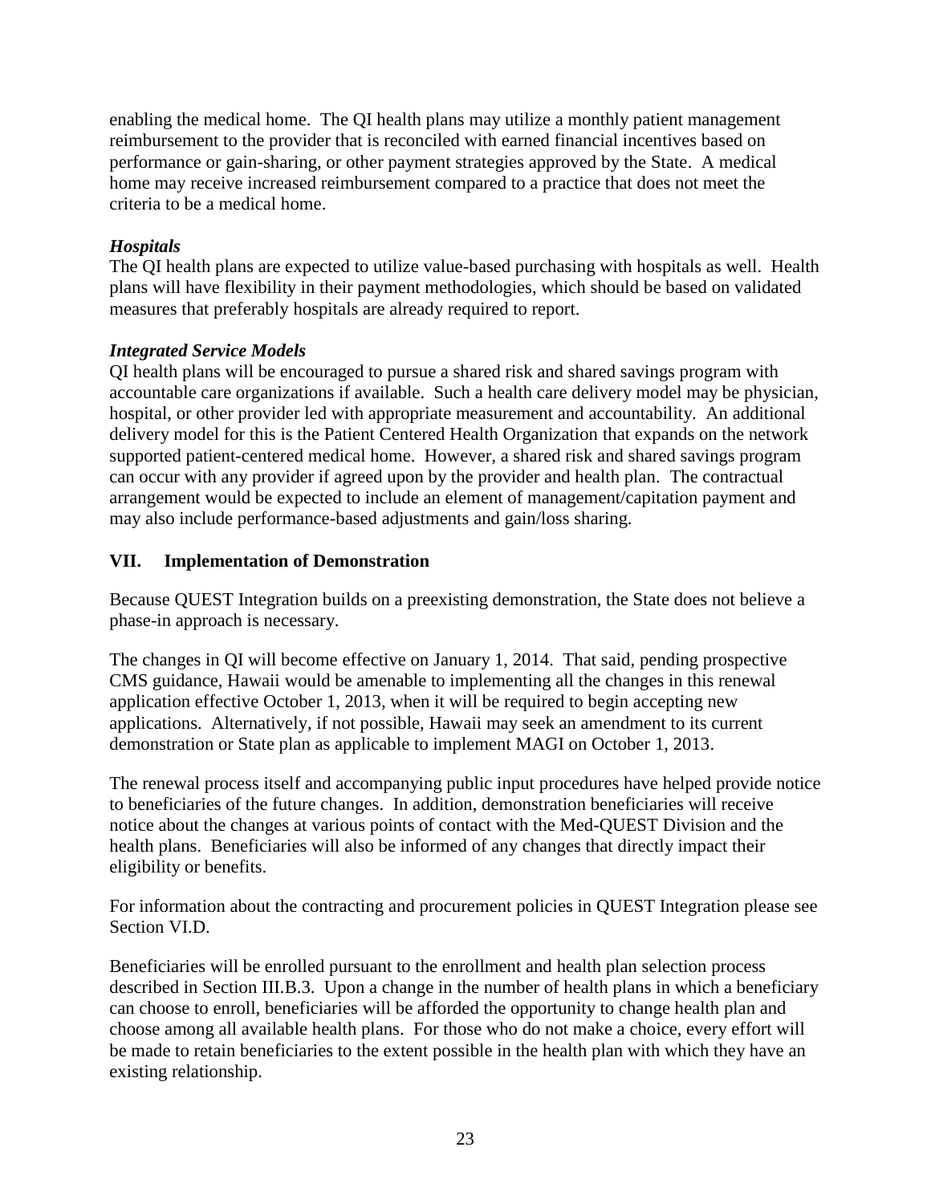enabling the medical home. The QI health plans may utilize a monthly patient management reimbursement to the provider that is reconciled with earned financial incentives based on performance or gain-sharing, or other payment strategies approved by the State. A medical home may receive increased reimbursement compared to a practice that does not meet the criteria to be a medical home.

***Hospitals***

The QI health plans are expected to utilize value-based purchasing with hospitals as well. Health plans will have flexibility in their payment methodologies, which should be based on validated measures that preferably hospitals are already required to report.

***Integrated Service Models***

QI health plans will be encouraged to pursue a shared risk and shared savings program with accountable care organizations if available. Such a health care delivery model may be physician, hospital, or other provider led with appropriate measurement and accountability. An additional delivery model for this is the Patient Centered Health Organization that expands on the network supported patient-centered medical home. However, a shared risk and shared savings program can occur with any provider if agreed upon by the provider and health plan. The contractual arrangement would be expected to include an element of management/capitation payment and may also include performance-based adjustments and gain/loss sharing.

## VII. Implementation of Demonstration

Because QUEST Integration builds on a preexisting demonstration, the State does not believe a phase-in approach is necessary.

The changes in QI will become effective on January 1, 2014. That said, pending prospective CMS guidance, Hawaii would be amenable to implementing all the changes in this renewal application effective October 1, 2013, when it will be required to begin accepting new applications. Alternatively, if not possible, Hawaii may seek an amendment to its current demonstration or State plan as applicable to implement MAGI on October 1, 2013.

The renewal process itself and accompanying public input procedures have helped provide notice to beneficiaries of the future changes. In addition, demonstration beneficiaries will receive notice about the changes at various points of contact with the Med-QUEST Division and the health plans. Beneficiaries will also be informed of any changes that directly impact their eligibility or benefits.

For information about the contracting and procurement policies in QUEST Integration please see Section VI.D.

Beneficiaries will be enrolled pursuant to the enrollment and health plan selection process described in Section III.B.3. Upon a change in the number of health plans in which a beneficiary can choose to enroll, beneficiaries will be afforded the opportunity to change health plan and choose among all available health plans. For those who do not make a choice, every effort will be made to retain beneficiaries to the extent possible in the health plan with which they have an existing relationship.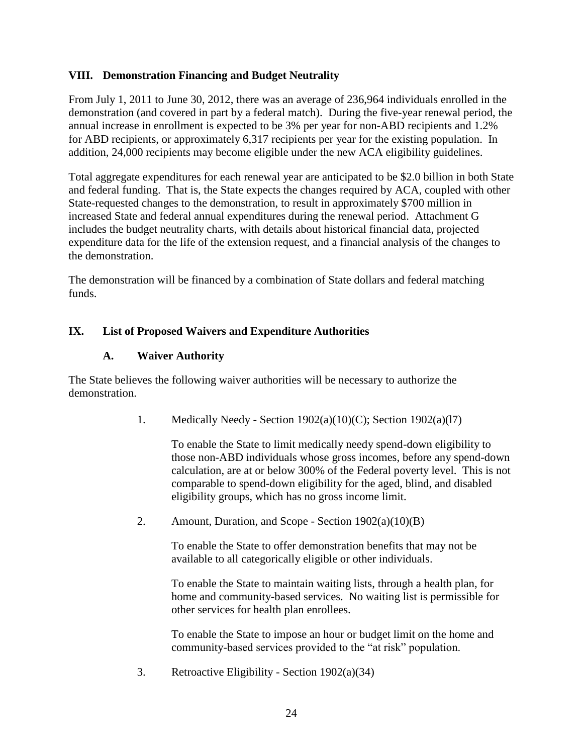## VIII. Demonstration Financing and Budget Neutrality

From July 1, 2011 to June 30, 2012, there was an average of 236,964 individuals enrolled in the demonstration (and covered in part by a federal match). During the five-year renewal period, the annual increase in enrollment is expected to be 3% per year for non-ABD recipients and 1.2% for ABD recipients, or approximately 6,317 recipients per year for the existing population. In addition, 24,000 recipients may become eligible under the new ACA eligibility guidelines.

Total aggregate expenditures for each renewal year are anticipated to be $2.0 billion in both State and federal funding. That is, the State expects the changes required by ACA, coupled with other State-requested changes to the demonstration, to result in approximately $700 million in increased State and federal annual expenditures during the renewal period. Attachment G includes the budget neutrality charts, with details about historical financial data, projected expenditure data for the life of the extension request, and a financial analysis of the changes to the demonstration.

The demonstration will be financed by a combination of State dollars and federal matching funds.

## IX. List of Proposed Waivers and Expenditure Authorities

### A. Waiver Authority

The State believes the following waiver authorities will be necessary to authorize the demonstration.

1. Medically Needy - Section 1902(a)(10)(C); Section 1902(a)(l7)

   To enable the State to limit medically needy spend-down eligibility to those non-ABD individuals whose gross incomes, before any spend-down calculation, are at or below 300% of the Federal poverty level. This is not comparable to spend-down eligibility for the aged, blind, and disabled eligibility groups, which has no gross income limit.

2. Amount, Duration, and Scope - Section 1902(a)(10)(B)

   To enable the State to offer demonstration benefits that may not be available to all categorically eligible or other individuals.

   To enable the State to maintain waiting lists, through a health plan, for home and community-based services. No waiting list is permissible for other services for health plan enrollees.

   To enable the State to impose an hour or budget limit on the home and community-based services provided to the "at risk" population.

3. Retroactive Eligibility - Section 1902(a)(34)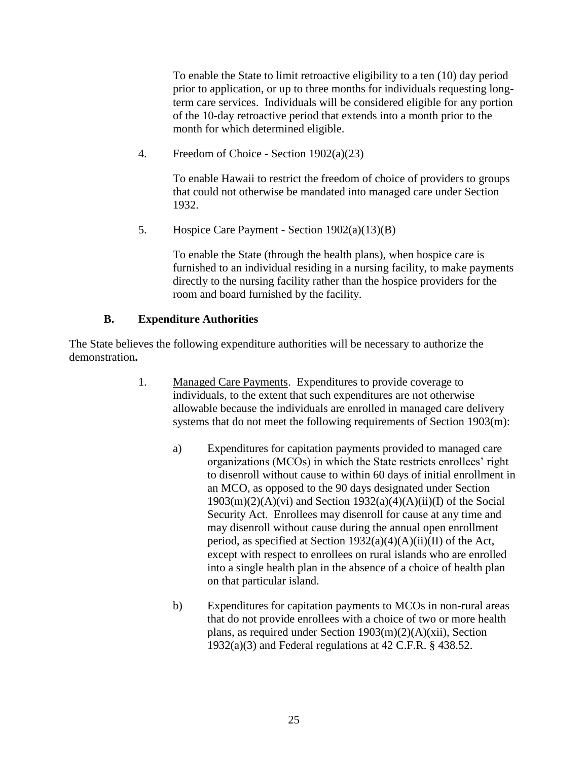To enable the State to limit retroactive eligibility to a ten (10) day period prior to application, or up to three months for individuals requesting long-term care services. Individuals will be considered eligible for any portion of the 10-day retroactive period that extends into a month prior to the month for which determined eligible.

4. Freedom of Choice - Section 1902(a)(23)

   To enable Hawaii to restrict the freedom of choice of providers to groups that could not otherwise be mandated into managed care under Section 1932.

5. Hospice Care Payment - Section 1902(a)(13)(B)

   To enable the State (through the health plans), when hospice care is furnished to an individual residing in a nursing facility, to make payments directly to the nursing facility rather than the hospice providers for the room and board furnished by the facility.

### B. Expenditure Authorities

The State believes the following expenditure authorities will be necessary to authorize the demonstration**.**

1. Managed Care Payments. Expenditures to provide coverage to individuals, to the extent that such expenditures are not otherwise allowable because the individuals are enrolled in managed care delivery systems that do not meet the following requirements of Section 1903(m):

   a) Expenditures for capitation payments provided to managed care organizations (MCOs) in which the State restricts enrollees' right to disenroll without cause to within 60 days of initial enrollment in an MCO, as opposed to the 90 days designated under Section 1903(m)(2)(A)(vi) and Section 1932(a)(4)(A)(ii)(I) of the Social Security Act. Enrollees may disenroll for cause at any time and may disenroll without cause during the annual open enrollment period, as specified at Section 1932(a)(4)(A)(ii)(II) of the Act, except with respect to enrollees on rural islands who are enrolled into a single health plan in the absence of a choice of health plan on that particular island.

   b) Expenditures for capitation payments to MCOs in non-rural areas that do not provide enrollees with a choice of two or more health plans, as required under Section 1903(m)(2)(A)(xii), Section 1932(a)(3) and Federal regulations at 42 C.F.R. § 438.52.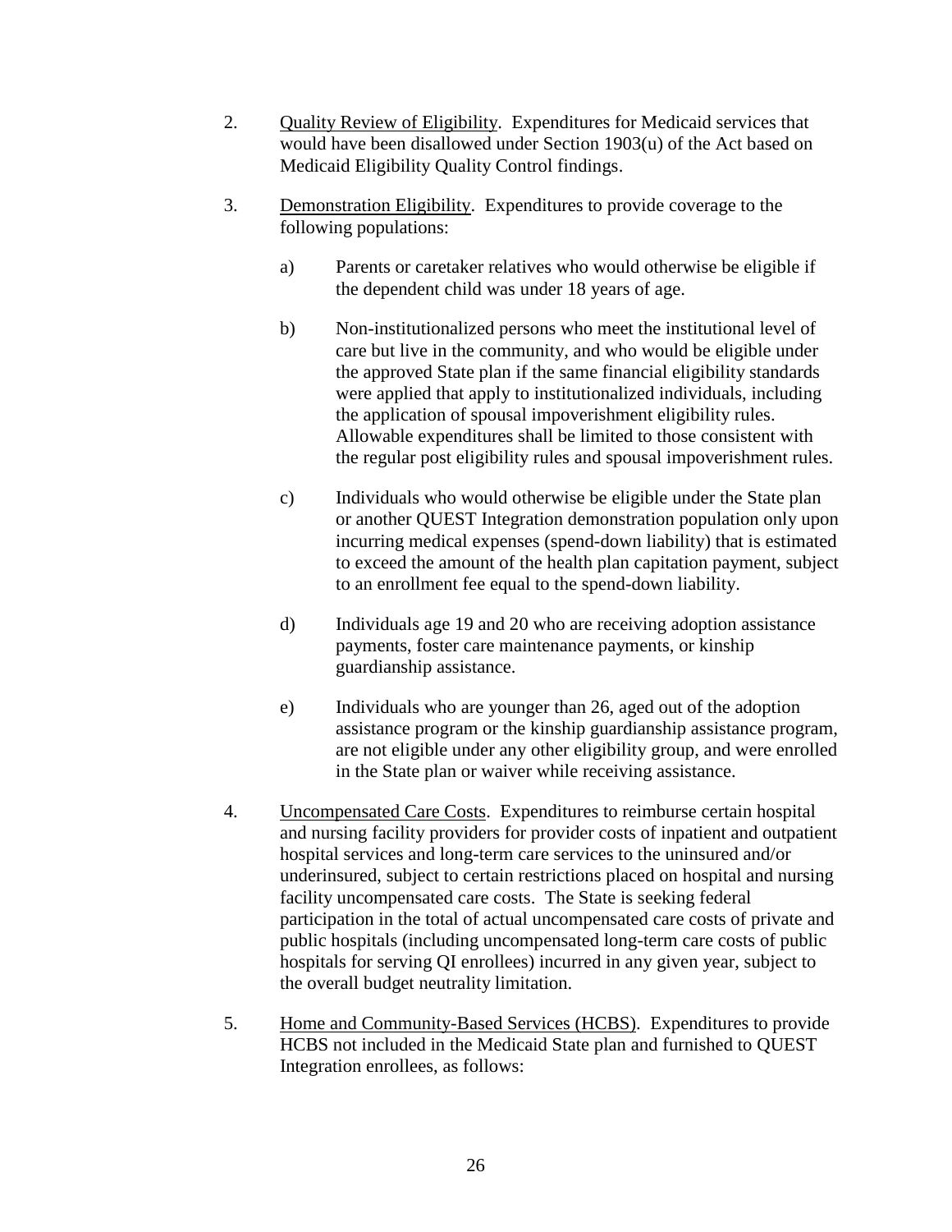2. <u>Quality Review of Eligibility</u>. Expenditures for Medicaid services that would have been disallowed under Section 1903(u) of the Act based on Medicaid Eligibility Quality Control findings.

3. <u>Demonstration Eligibility</u>. Expenditures to provide coverage to the following populations:

   a) Parents or caretaker relatives who would otherwise be eligible if the dependent child was under 18 years of age.

   b) Non-institutionalized persons who meet the institutional level of care but live in the community, and who would be eligible under the approved State plan if the same financial eligibility standards were applied that apply to institutionalized individuals, including the application of spousal impoverishment eligibility rules. Allowable expenditures shall be limited to those consistent with the regular post eligibility rules and spousal impoverishment rules.

   c) Individuals who would otherwise be eligible under the State plan or another QUEST Integration demonstration population only upon incurring medical expenses (spend-down liability) that is estimated to exceed the amount of the health plan capitation payment, subject to an enrollment fee equal to the spend-down liability.

   d) Individuals age 19 and 20 who are receiving adoption assistance payments, foster care maintenance payments, or kinship guardianship assistance.

   e) Individuals who are younger than 26, aged out of the adoption assistance program or the kinship guardianship assistance program, are not eligible under any other eligibility group, and were enrolled in the State plan or waiver while receiving assistance.

4. <u>Uncompensated Care Costs</u>. Expenditures to reimburse certain hospital and nursing facility providers for provider costs of inpatient and outpatient hospital services and long-term care services to the uninsured and/or underinsured, subject to certain restrictions placed on hospital and nursing facility uncompensated care costs. The State is seeking federal participation in the total of actual uncompensated care costs of private and public hospitals (including uncompensated long-term care costs of public hospitals for serving QI enrollees) incurred in any given year, subject to the overall budget neutrality limitation.

5. <u>Home and Community-Based Services (HCBS)</u>. Expenditures to provide HCBS not included in the Medicaid State plan and furnished to QUEST Integration enrollees, as follows: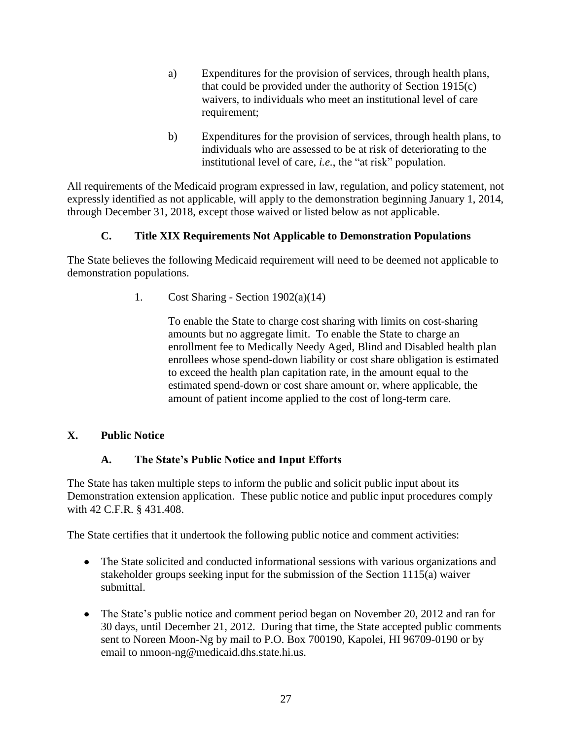a) Expenditures for the provision of services, through health plans, that could be provided under the authority of Section 1915(c) waivers, to individuals who meet an institutional level of care requirement;

b) Expenditures for the provision of services, through health plans, to individuals who are assessed to be at risk of deteriorating to the institutional level of care, *i.e.*, the "at risk" population.

All requirements of the Medicaid program expressed in law, regulation, and policy statement, not expressly identified as not applicable, will apply to the demonstration beginning January 1, 2014, through December 31, 2018, except those waived or listed below as not applicable.

### C. Title XIX Requirements Not Applicable to Demonstration Populations

The State believes the following Medicaid requirement will need to be deemed not applicable to demonstration populations.

1. Cost Sharing - Section 1902(a)(14)

   To enable the State to charge cost sharing with limits on cost-sharing amounts but no aggregate limit. To enable the State to charge an enrollment fee to Medically Needy Aged, Blind and Disabled health plan enrollees whose spend-down liability or cost share obligation is estimated to exceed the health plan capitation rate, in the amount equal to the estimated spend-down or cost share amount or, where applicable, the amount of patient income applied to the cost of long-term care.

## X. Public Notice

### A. The State's Public Notice and Input Efforts

The State has taken multiple steps to inform the public and solicit public input about its Demonstration extension application. These public notice and public input procedures comply with 42 C.F.R. § 431.408.

The State certifies that it undertook the following public notice and comment activities:

- The State solicited and conducted informational sessions with various organizations and stakeholder groups seeking input for the submission of the Section 1115(a) waiver submittal.

- The State's public notice and comment period began on November 20, 2012 and ran for 30 days, until December 21, 2012. During that time, the State accepted public comments sent to Noreen Moon-Ng by mail to P.O. Box 700190, Kapolei, HI 96709-0190 or by email to nmoon-ng@medicaid.dhs.state.hi.us.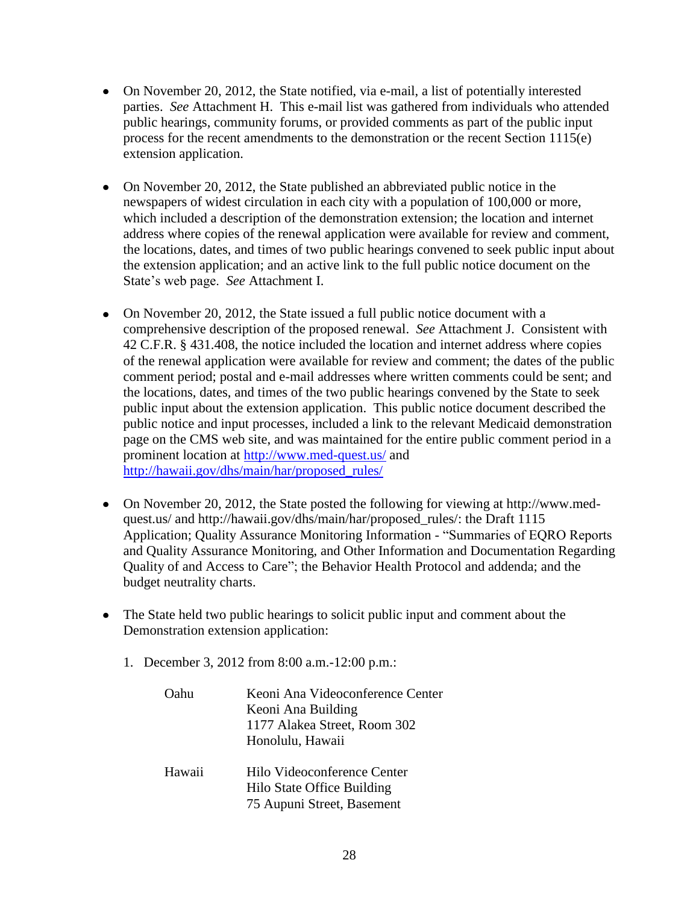- On November 20, 2012, the State notified, via e-mail, a list of potentially interested parties. *See* Attachment H. This e-mail list was gathered from individuals who attended public hearings, community forums, or provided comments as part of the public input process for the recent amendments to the demonstration or the recent Section 1115(e) extension application.

- On November 20, 2012, the State published an abbreviated public notice in the newspapers of widest circulation in each city with a population of 100,000 or more, which included a description of the demonstration extension; the location and internet address where copies of the renewal application were available for review and comment, the locations, dates, and times of two public hearings convened to seek public input about the extension application; and an active link to the full public notice document on the State's web page. *See* Attachment I.

- On November 20, 2012, the State issued a full public notice document with a comprehensive description of the proposed renewal. *See* Attachment J. Consistent with 42 C.F.R. § 431.408, the notice included the location and internet address where copies of the renewal application were available for review and comment; the dates of the public comment period; postal and e-mail addresses where written comments could be sent; and the locations, dates, and times of the two public hearings convened by the State to seek public input about the extension application. This public notice document described the public notice and input processes, included a link to the relevant Medicaid demonstration page on the CMS web site, and was maintained for the entire public comment period in a prominent location at [http://www.med-quest.us/](http://www.med-quest.us/) and [http://hawaii.gov/dhs/main/har/proposed_rules/](http://hawaii.gov/dhs/main/har/proposed_rules/)

- On November 20, 2012, the State posted the following for viewing at http://www.med-quest.us/ and http://hawaii.gov/dhs/main/har/proposed_rules/: the Draft 1115 Application; Quality Assurance Monitoring Information - "Summaries of EQRO Reports and Quality Assurance Monitoring, and Other Information and Documentation Regarding Quality of and Access to Care"; the Behavior Health Protocol and addenda; and the budget neutrality charts.

- The State held two public hearings to solicit public input and comment about the Demonstration extension application:

  1. December 3, 2012 from 8:00 a.m.-12:00 p.m.:

     Oahu
     Keoni Ana Videoconference Center
     Keoni Ana Building
     1177 Alakea Street, Room 302
     Honolulu, Hawaii

     Hawaii
     Hilo Videoconference Center
     Hilo State Office Building
     75 Aupuni Street, Basement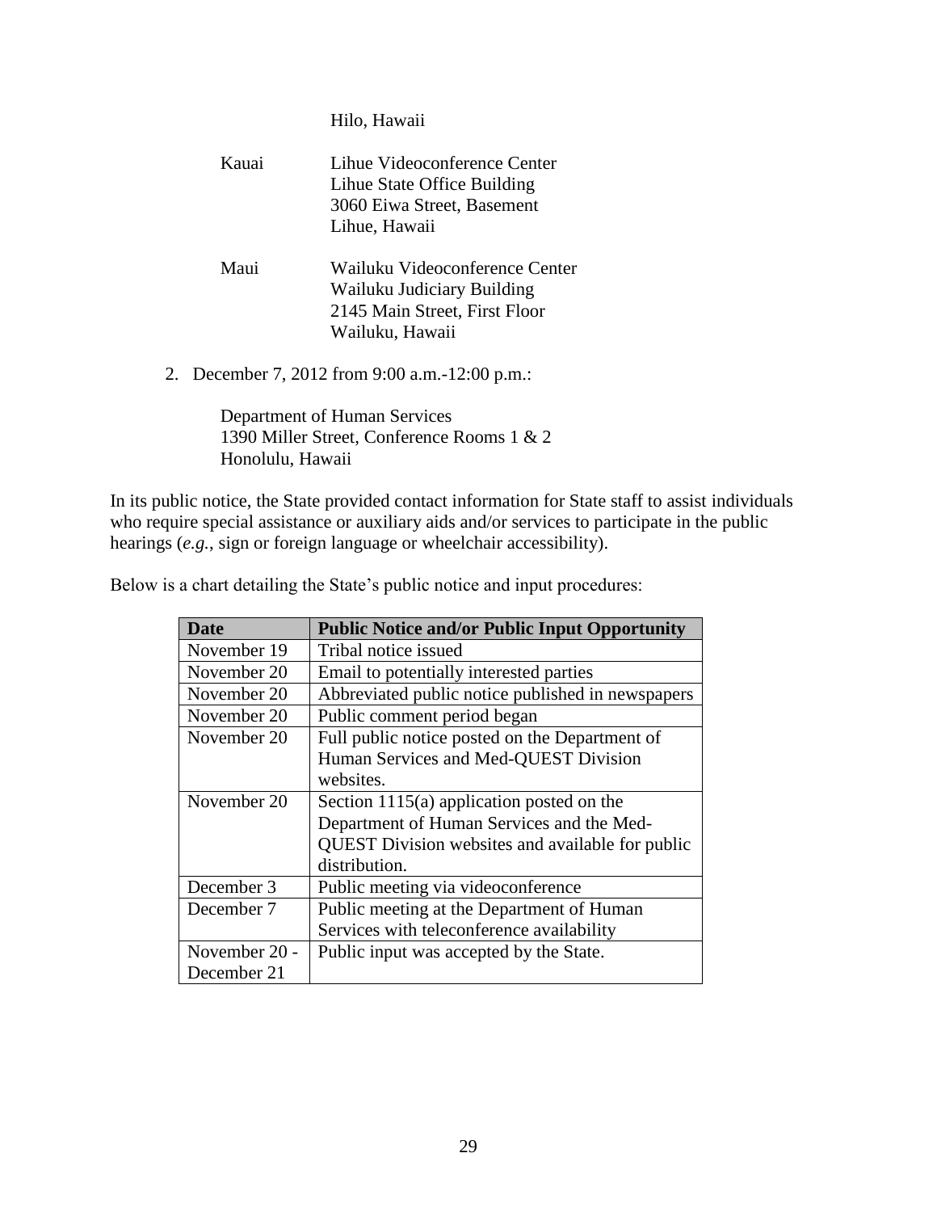Hilo, Hawaii

Kauai Lihue Videoconference Center
Lihue State Office Building
3060 Eiwa Street, Basement
Lihue, Hawaii

Maui Wailuku Videoconference Center
Wailuku Judiciary Building
2145 Main Street, First Floor
Wailuku, Hawaii

2. December 7, 2012 from 9:00 a.m.-12:00 p.m.:

   Department of Human Services
   1390 Miller Street, Conference Rooms 1 & 2
   Honolulu, Hawaii

In its public notice, the State provided contact information for State staff to assist individuals who require special assistance or auxiliary aids and/or services to participate in the public hearings (*e.g.*, sign or foreign language or wheelchair accessibility).

Below is a chart detailing the State's public notice and input procedures:

| Date | Public Notice and/or Public Input Opportunity |
|---|---|
| November 19 | Tribal notice issued |
| November 20 | Email to potentially interested parties |
| November 20 | Abbreviated public notice published in newspapers |
| November 20 | Public comment period began |
| November 20 | Full public notice posted on the Department of Human Services and Med-QUEST Division websites. |
| November 20 | Section 1115(a) application posted on the Department of Human Services and the Med-QUEST Division websites and available for public distribution. |
| December 3 | Public meeting via videoconference |
| December 7 | Public meeting at the Department of Human Services with teleconference availability |
| November 20 - December 21 | Public input was accepted by the State. |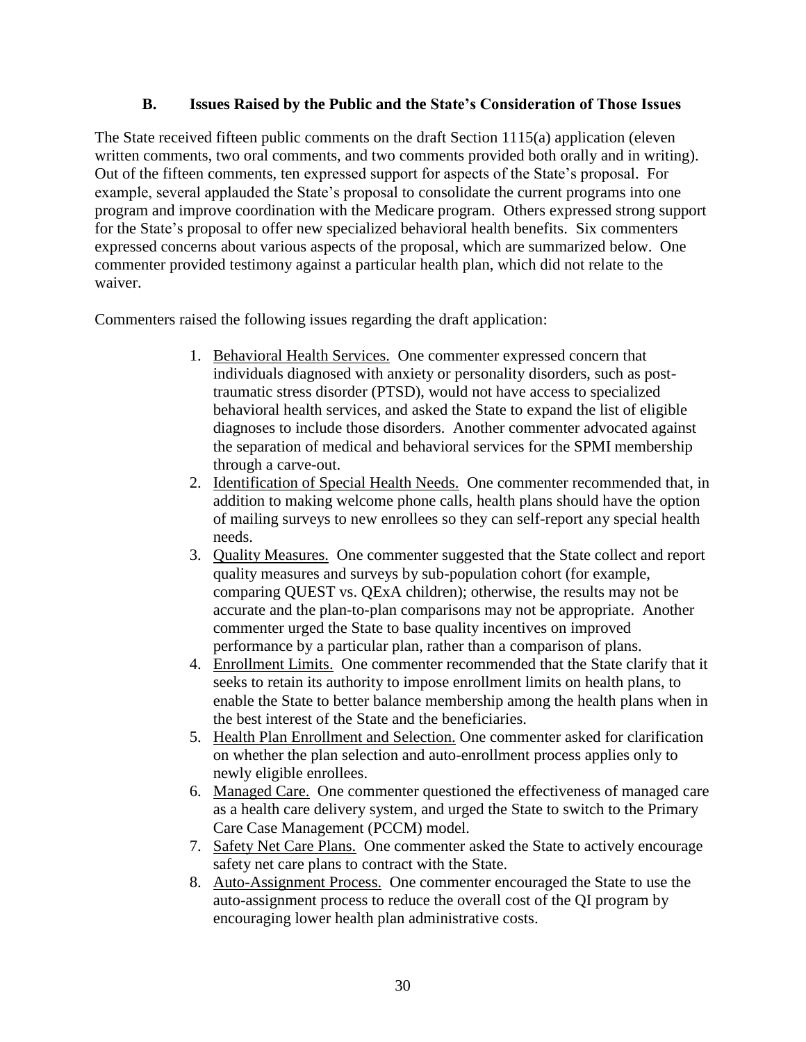### B. Issues Raised by the Public and the State's Consideration of Those Issues

The State received fifteen public comments on the draft Section 1115(a) application (eleven written comments, two oral comments, and two comments provided both orally and in writing). Out of the fifteen comments, ten expressed support for aspects of the State's proposal. For example, several applauded the State's proposal to consolidate the current programs into one program and improve coordination with the Medicare program. Others expressed strong support for the State's proposal to offer new specialized behavioral health benefits. Six commenters expressed concerns about various aspects of the proposal, which are summarized below. One commenter provided testimony against a particular health plan, which did not relate to the waiver.

Commenters raised the following issues regarding the draft application:

1. Behavioral Health Services. One commenter expressed concern that individuals diagnosed with anxiety or personality disorders, such as post-traumatic stress disorder (PTSD), would not have access to specialized behavioral health services, and asked the State to expand the list of eligible diagnoses to include those disorders. Another commenter advocated against the separation of medical and behavioral services for the SPMI membership through a carve-out.
2. Identification of Special Health Needs. One commenter recommended that, in addition to making welcome phone calls, health plans should have the option of mailing surveys to new enrollees so they can self-report any special health needs.
3. Quality Measures. One commenter suggested that the State collect and report quality measures and surveys by sub-population cohort (for example, comparing QUEST vs. QExA children); otherwise, the results may not be accurate and the plan-to-plan comparisons may not be appropriate. Another commenter urged the State to base quality incentives on improved performance by a particular plan, rather than a comparison of plans.
4. Enrollment Limits. One commenter recommended that the State clarify that it seeks to retain its authority to impose enrollment limits on health plans, to enable the State to better balance membership among the health plans when in the best interest of the State and the beneficiaries.
5. Health Plan Enrollment and Selection. One commenter asked for clarification on whether the plan selection and auto-enrollment process applies only to newly eligible enrollees.
6. Managed Care. One commenter questioned the effectiveness of managed care as a health care delivery system, and urged the State to switch to the Primary Care Case Management (PCCM) model.
7. Safety Net Care Plans. One commenter asked the State to actively encourage safety net care plans to contract with the State.
8. Auto-Assignment Process. One commenter encouraged the State to use the auto-assignment process to reduce the overall cost of the QI program by encouraging lower health plan administrative costs.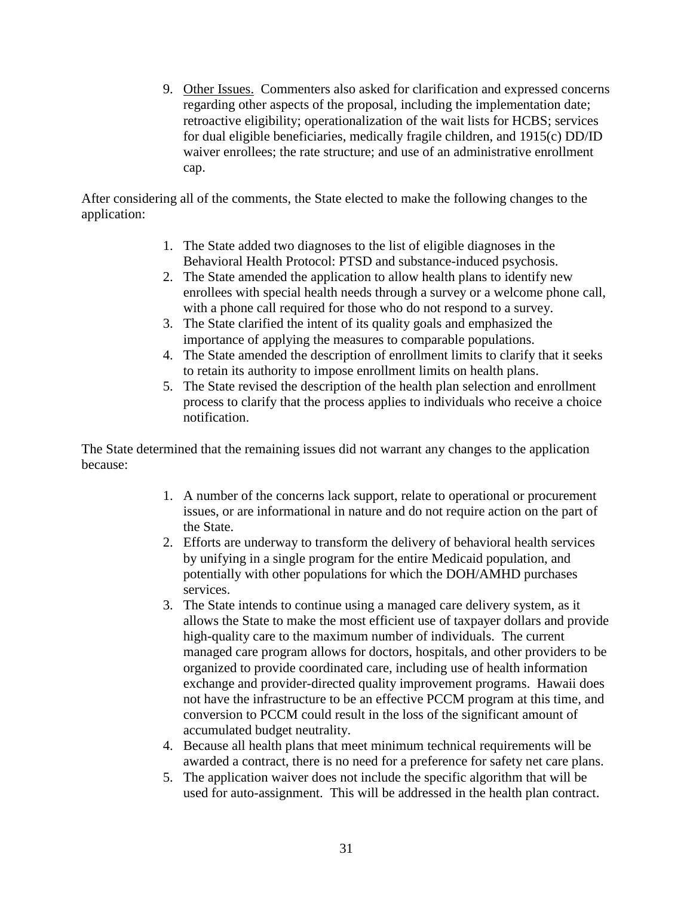9. <u>Other Issues.</u> Commenters also asked for clarification and expressed concerns regarding other aspects of the proposal, including the implementation date; retroactive eligibility; operationalization of the wait lists for HCBS; services for dual eligible beneficiaries, medically fragile children, and 1915(c) DD/ID waiver enrollees; the rate structure; and use of an administrative enrollment cap.

After considering all of the comments, the State elected to make the following changes to the application:

1. The State added two diagnoses to the list of eligible diagnoses in the Behavioral Health Protocol: PTSD and substance-induced psychosis.
2. The State amended the application to allow health plans to identify new enrollees with special health needs through a survey or a welcome phone call, with a phone call required for those who do not respond to a survey.
3. The State clarified the intent of its quality goals and emphasized the importance of applying the measures to comparable populations.
4. The State amended the description of enrollment limits to clarify that it seeks to retain its authority to impose enrollment limits on health plans.
5. The State revised the description of the health plan selection and enrollment process to clarify that the process applies to individuals who receive a choice notification.

The State determined that the remaining issues did not warrant any changes to the application because:

1. A number of the concerns lack support, relate to operational or procurement issues, or are informational in nature and do not require action on the part of the State.
2. Efforts are underway to transform the delivery of behavioral health services by unifying in a single program for the entire Medicaid population, and potentially with other populations for which the DOH/AMHD purchases services.
3. The State intends to continue using a managed care delivery system, as it allows the State to make the most efficient use of taxpayer dollars and provide high-quality care to the maximum number of individuals. The current managed care program allows for doctors, hospitals, and other providers to be organized to provide coordinated care, including use of health information exchange and provider-directed quality improvement programs. Hawaii does not have the infrastructure to be an effective PCCM program at this time, and conversion to PCCM could result in the loss of the significant amount of accumulated budget neutrality.
4. Because all health plans that meet minimum technical requirements will be awarded a contract, there is no need for a preference for safety net care plans.
5. The application waiver does not include the specific algorithm that will be used for auto-assignment. This will be addressed in the health plan contract.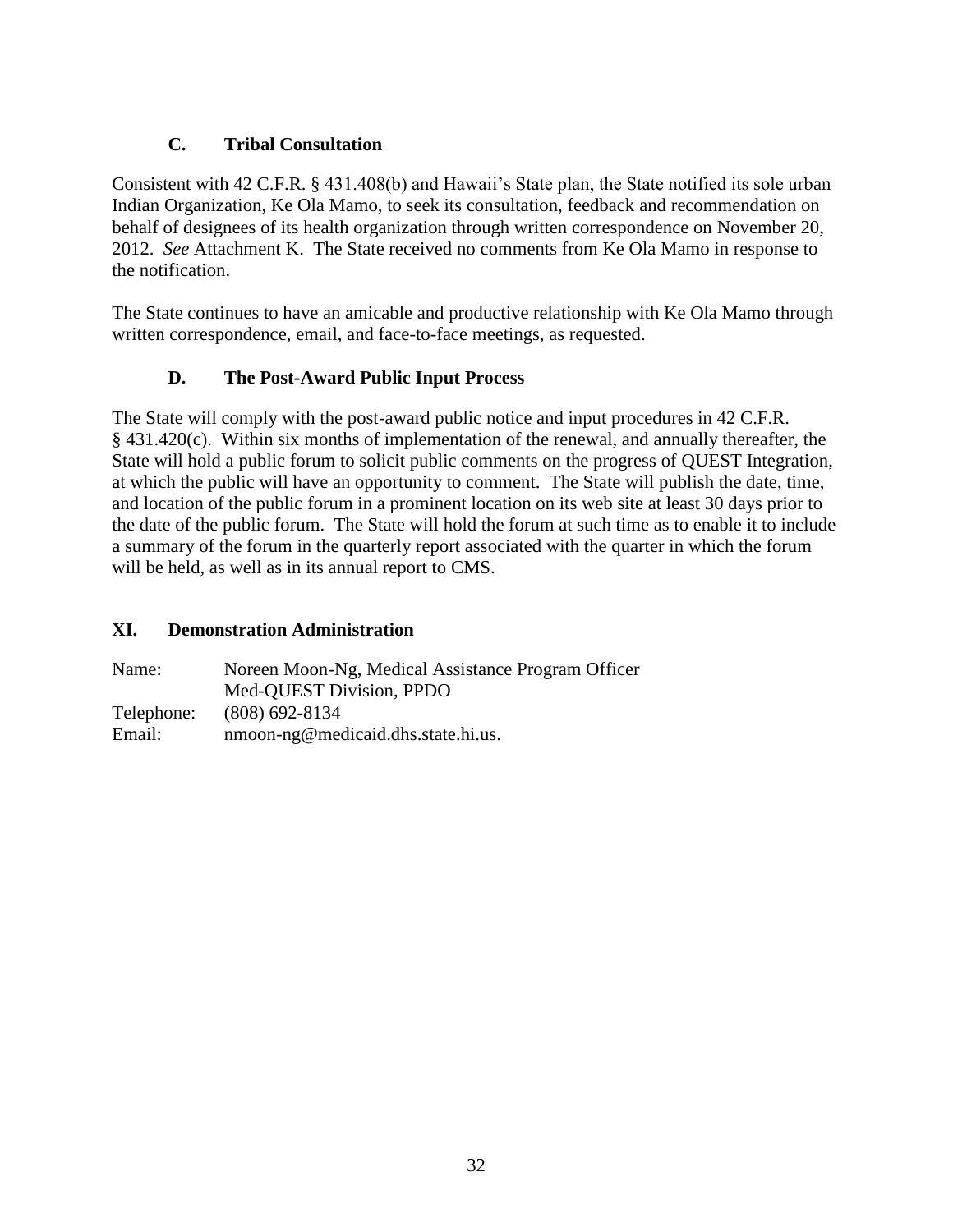### C. Tribal Consultation

Consistent with 42 C.F.R. § 431.408(b) and Hawaii's State plan, the State notified its sole urban Indian Organization, Ke Ola Mamo, to seek its consultation, feedback and recommendation on behalf of designees of its health organization through written correspondence on November 20, 2012. *See* Attachment K. The State received no comments from Ke Ola Mamo in response to the notification.

The State continues to have an amicable and productive relationship with Ke Ola Mamo through written correspondence, email, and face-to-face meetings, as requested.

### D. The Post-Award Public Input Process

The State will comply with the post-award public notice and input procedures in 42 C.F.R. § 431.420(c). Within six months of implementation of the renewal, and annually thereafter, the State will hold a public forum to solicit public comments on the progress of QUEST Integration, at which the public will have an opportunity to comment. The State will publish the date, time, and location of the public forum in a prominent location on its web site at least 30 days prior to the date of the public forum. The State will hold the forum at such time as to enable it to include a summary of the forum in the quarterly report associated with the quarter in which the forum will be held, as well as in its annual report to CMS.

## XI. Demonstration Administration

| | |
|---|---|
| Name: | Noreen Moon-Ng, Medical Assistance Program Officer<br>Med-QUEST Division, PPDO |
| Telephone: | (808) 692-8134 |
| Email: | nmoon-ng@medicaid.dhs.state.hi.us. |